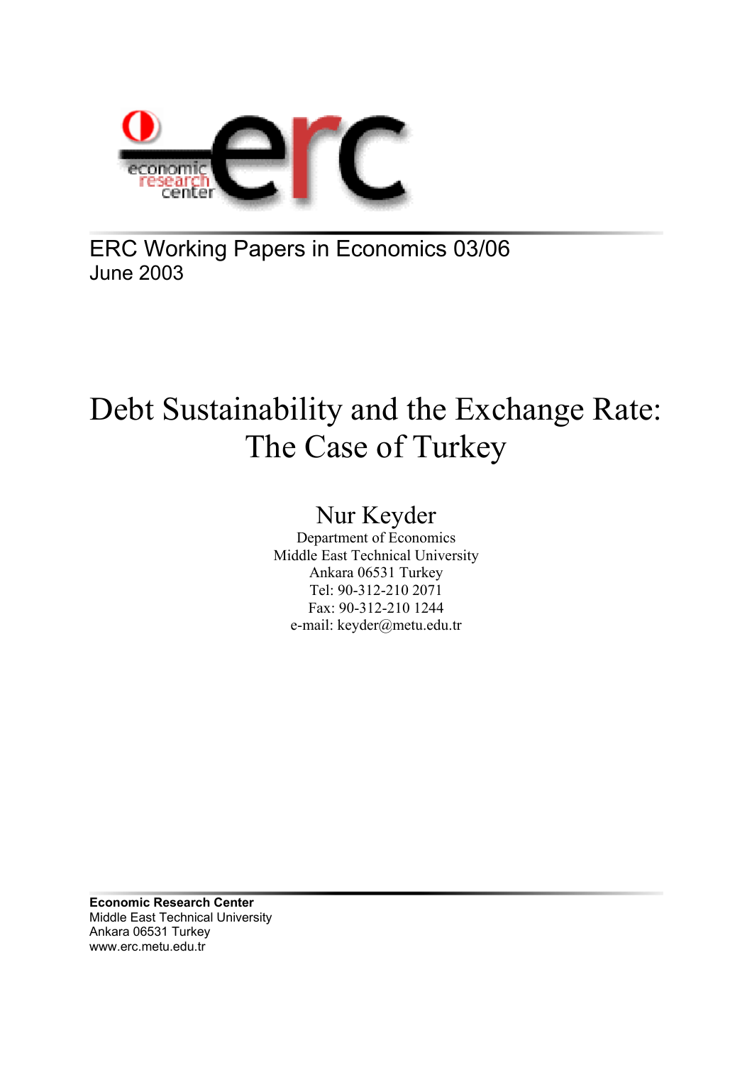ERC Working Papers in Economics 03/06
June 2003

# Debt Sustainability and the Exchange Rate: The Case of Turkey

Nur Keyder
Department of Economics
Middle East Technical University
Ankara 06531 Turkey
Tel: 90-312-210 2071
Fax: 90-312-210 1244
e-mail: keyder@metu.edu.tr

**Economic Research Center**
Middle East Technical University
Ankara 06531 Turkey
www.erc.metu.edu.tr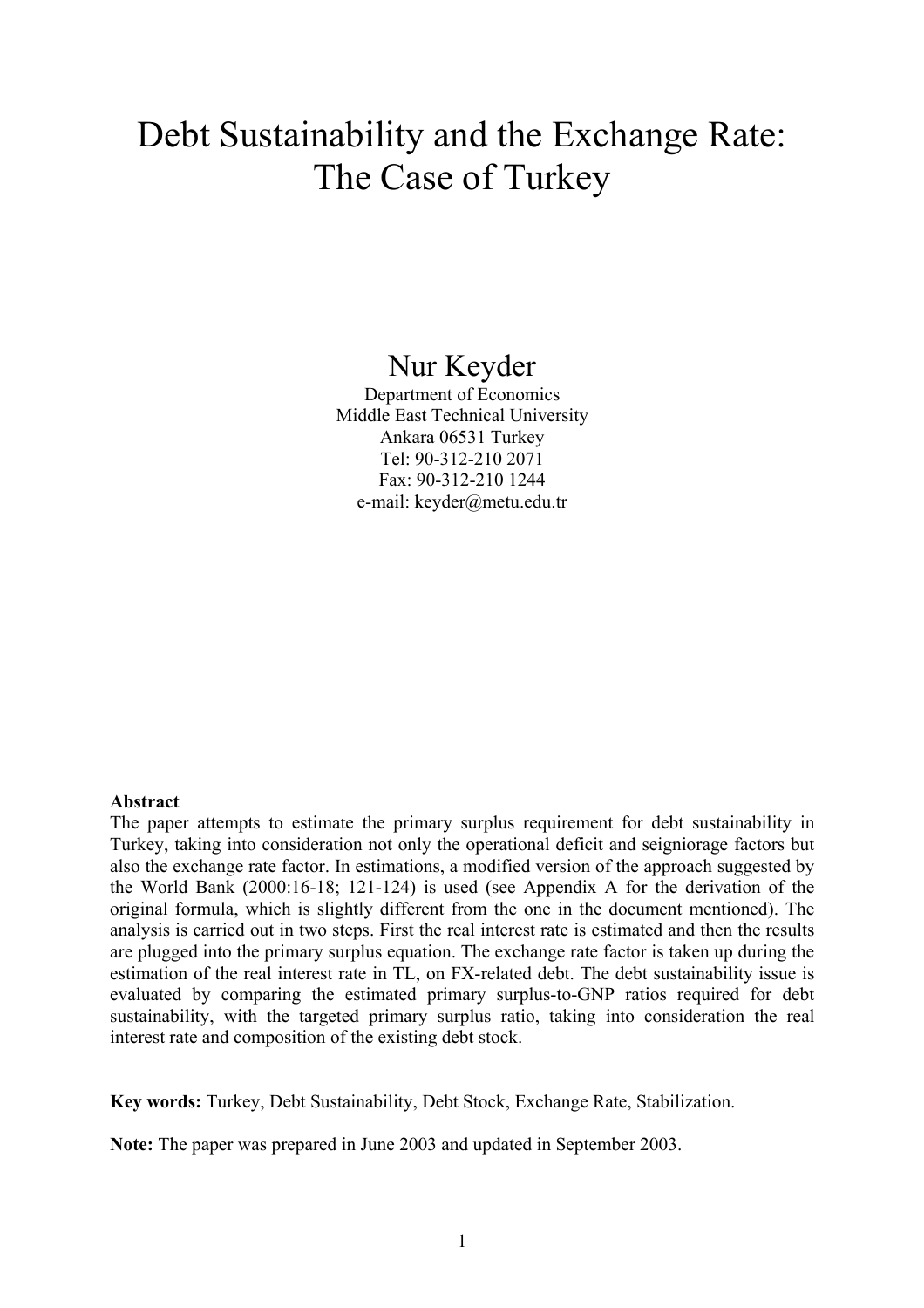# Debt Sustainability and the Exchange Rate: The Case of Turkey

Nur Keyder

Department of Economics
Middle East Technical University
Ankara 06531 Turkey
Tel: 90-312-210 2071
Fax: 90-312-210 1244
e-mail: keyder@metu.edu.tr

**Abstract**

The paper attempts to estimate the primary surplus requirement for debt sustainability in Turkey, taking into consideration not only the operational deficit and seigniorage factors but also the exchange rate factor. In estimations, a modified version of the approach suggested by the World Bank (2000:16-18; 121-124) is used (see Appendix A for the derivation of the original formula, which is slightly different from the one in the document mentioned). The analysis is carried out in two steps. First the real interest rate is estimated and then the results are plugged into the primary surplus equation. The exchange rate factor is taken up during the estimation of the real interest rate in TL, on FX-related debt. The debt sustainability issue is evaluated by comparing the estimated primary surplus-to-GNP ratios required for debt sustainability, with the targeted primary surplus ratio, taking into consideration the real interest rate and composition of the existing debt stock.

**Key words:** Turkey, Debt Sustainability, Debt Stock, Exchange Rate, Stabilization.

**Note:** The paper was prepared in June 2003 and updated in September 2003.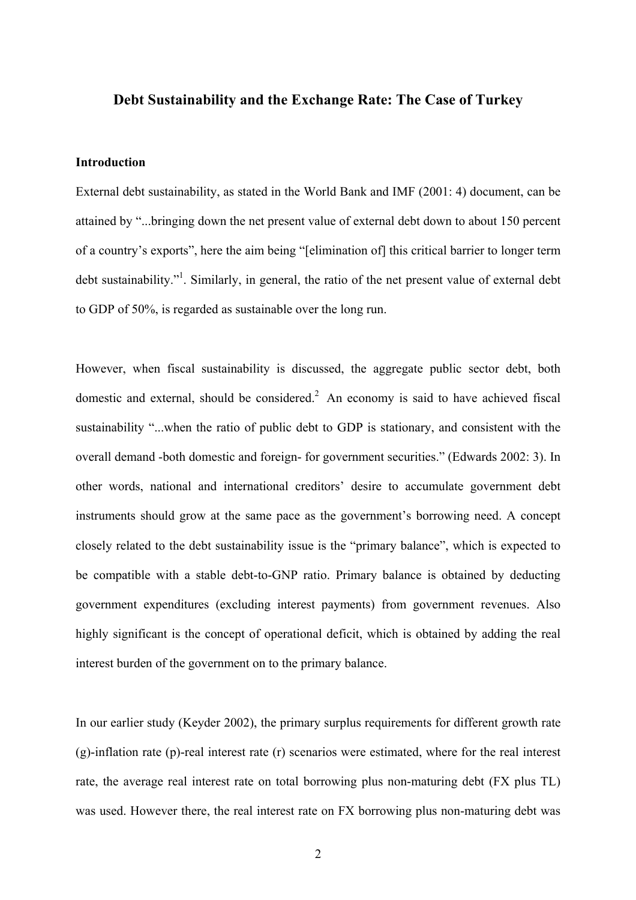# Debt Sustainability and the Exchange Rate: The Case of Turkey

## Introduction

External debt sustainability, as stated in the World Bank and IMF (2001: 4) document, can be attained by "...bringing down the net present value of external debt down to about 150 percent of a country's exports", here the aim being "[elimination of] this critical barrier to longer term debt sustainability."[1]. Similarly, in general, the ratio of the net present value of external debt to GDP of 50%, is regarded as sustainable over the long run.

However, when fiscal sustainability is discussed, the aggregate public sector debt, both domestic and external, should be considered.[2] An economy is said to have achieved fiscal sustainability "...when the ratio of public debt to GDP is stationary, and consistent with the overall demand -both domestic and foreign- for government securities." (Edwards 2002: 3). In other words, national and international creditors' desire to accumulate government debt instruments should grow at the same pace as the government's borrowing need. A concept closely related to the debt sustainability issue is the "primary balance", which is expected to be compatible with a stable debt-to-GNP ratio. Primary balance is obtained by deducting government expenditures (excluding interest payments) from government revenues. Also highly significant is the concept of operational deficit, which is obtained by adding the real interest burden of the government on to the primary balance.

In our earlier study (Keyder 2002), the primary surplus requirements for different growth rate (g)-inflation rate (p)-real interest rate (r) scenarios were estimated, where for the real interest rate, the average real interest rate on total borrowing plus non-maturing debt (FX plus TL) was used. However there, the real interest rate on FX borrowing plus non-maturing debt was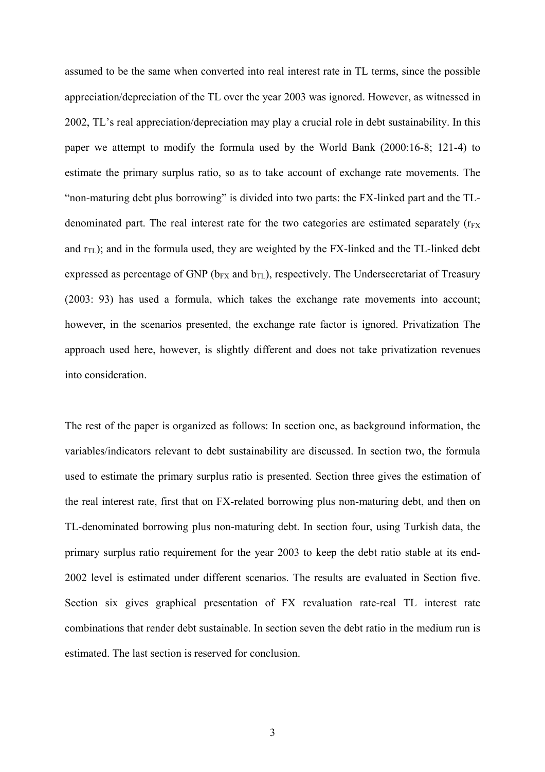assumed to be the same when converted into real interest rate in TL terms, since the possible appreciation/depreciation of the TL over the year 2003 was ignored. However, as witnessed in 2002, TL's real appreciation/depreciation may play a crucial role in debt sustainability. In this paper we attempt to modify the formula used by the World Bank (2000:16-8; 121-4) to estimate the primary surplus ratio, so as to take account of exchange rate movements. The "non-maturing debt plus borrowing" is divided into two parts: the FX-linked part and the TL-denominated part. The real interest rate for the two categories are estimated separately ($r_{FX}$ and $r_{TL}$); and in the formula used, they are weighted by the FX-linked and the TL-linked debt expressed as percentage of GNP ($b_{FX}$ and $b_{TL}$), respectively. The Undersecretariat of Treasury (2003: 93) has used a formula, which takes the exchange rate movements into account; however, in the scenarios presented, the exchange rate factor is ignored. Privatization The approach used here, however, is slightly different and does not take privatization revenues into consideration.

The rest of the paper is organized as follows: In section one, as background information, the variables/indicators relevant to debt sustainability are discussed. In section two, the formula used to estimate the primary surplus ratio is presented. Section three gives the estimation of the real interest rate, first that on FX-related borrowing plus non-maturing debt, and then on TL-denominated borrowing plus non-maturing debt. In section four, using Turkish data, the primary surplus ratio requirement for the year 2003 to keep the debt ratio stable at its end-2002 level is estimated under different scenarios. The results are evaluated in Section five. Section six gives graphical presentation of FX revaluation rate-real TL interest rate combinations that render debt sustainable. In section seven the debt ratio in the medium run is estimated. The last section is reserved for conclusion.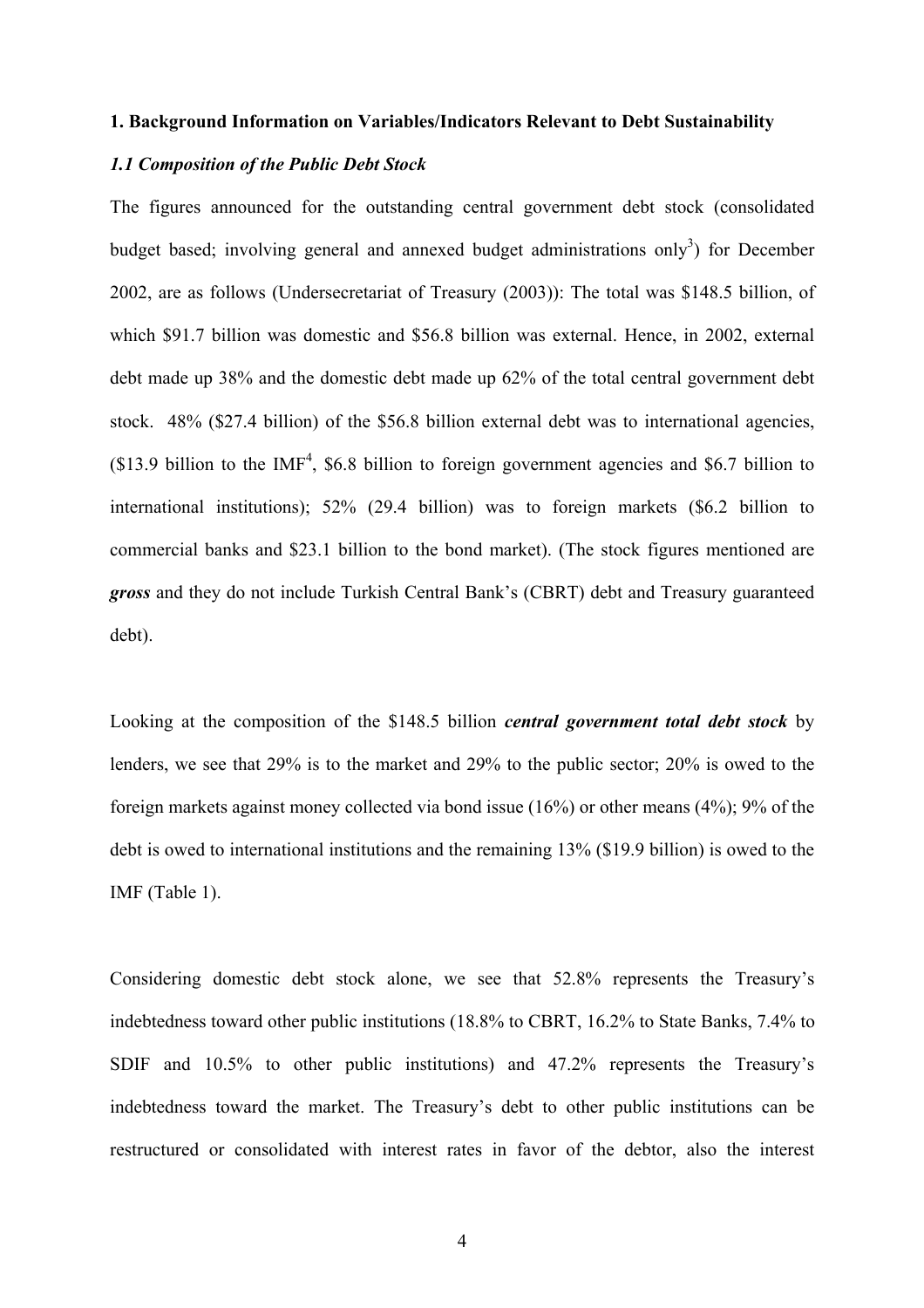**1. Background Information on Variables/Indicators Relevant to Debt Sustainability**

***1.1 Composition of the Public Debt Stock***

The figures announced for the outstanding central government debt stock (consolidated budget based; involving general and annexed budget administrations only[3]) for December 2002, are as follows (Undersecretariat of Treasury (2003)): The total was \$148.5 billion, of which \$91.7 billion was domestic and \$56.8 billion was external. Hence, in 2002, external debt made up 38% and the domestic debt made up 62% of the total central government debt stock. 48% (\$27.4 billion) of the \$56.8 billion external debt was to international agencies, (\$13.9 billion to the IMF[4], \$6.8 billion to foreign government agencies and \$6.7 billion to international institutions); 52% (29.4 billion) was to foreign markets (\$6.2 billion to commercial banks and \$23.1 billion to the bond market). (The stock figures mentioned are ***gross*** and they do not include Turkish Central Bank's (CBRT) debt and Treasury guaranteed debt).

Looking at the composition of the \$148.5 billion ***central government total debt stock*** by lenders, we see that 29% is to the market and 29% to the public sector; 20% is owed to the foreign markets against money collected via bond issue (16%) or other means (4%); 9% of the debt is owed to international institutions and the remaining 13% (\$19.9 billion) is owed to the IMF (Table 1).

Considering domestic debt stock alone, we see that 52.8% represents the Treasury's indebtedness toward other public institutions (18.8% to CBRT, 16.2% to State Banks, 7.4% to SDIF and 10.5% to other public institutions) and 47.2% represents the Treasury's indebtedness toward the market. The Treasury's debt to other public institutions can be restructured or consolidated with interest rates in favor of the debtor, also the interest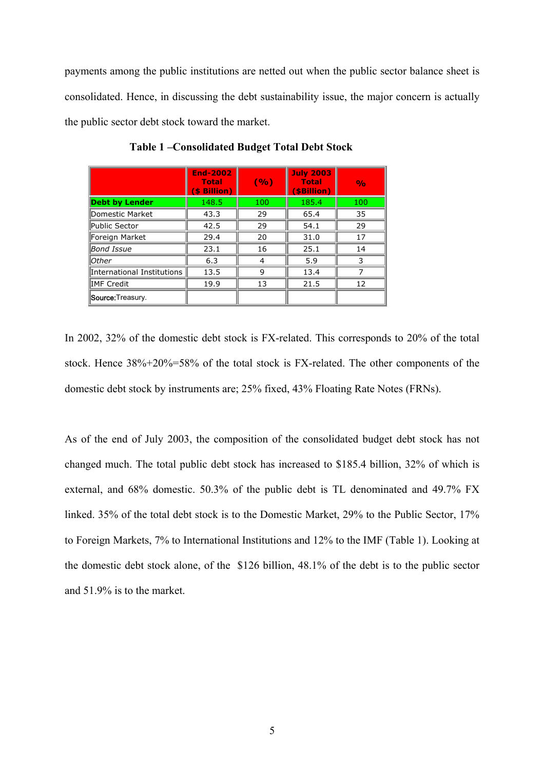payments among the public institutions are netted out when the public sector balance sheet is consolidated. Hence, in discussing the debt sustainability issue, the major concern is actually the public sector debt stock toward the market.

**Table 1 –Consolidated Budget Total Debt Stock**

| | End-2002 Total ($ Billion) | (%) | July 2003 Total ($Billion) | % |
|---|---|---|---|---|
| **Debt by Lender** | 148.5 | 100 | 185.4 | 100 |
| Domestic Market | 43.3 | 29 | 65.4 | 35 |
| Public Sector | 42.5 | 29 | 54.1 | 29 |
| Foreign Market | 29.4 | 20 | 31.0 | 17 |
| *Bond Issue* | 23.1 | 16 | 25.1 | 14 |
| *Other* | 6.3 | 4 | 5.9 | 3 |
| International Institutions | 13.5 | 9 | 13.4 | 7 |
| IMF Credit | 19.9 | 13 | 21.5 | 12 |
| Source:Treasury. | | | | |

In 2002, 32% of the domestic debt stock is FX-related. This corresponds to 20% of the total stock. Hence 38%+20%=58% of the total stock is FX-related. The other components of the domestic debt stock by instruments are; 25% fixed, 43% Floating Rate Notes (FRNs).

As of the end of July 2003, the composition of the consolidated budget debt stock has not changed much. The total public debt stock has increased to $185.4 billion, 32% of which is external, and 68% domestic. 50.3% of the public debt is TL denominated and 49.7% FX linked. 35% of the total debt stock is to the Domestic Market, 29% to the Public Sector, 17% to Foreign Markets, 7% to International Institutions and 12% to the IMF (Table 1). Looking at the domestic debt stock alone, of the $126 billion, 48.1% of the debt is to the public sector and 51.9% is to the market.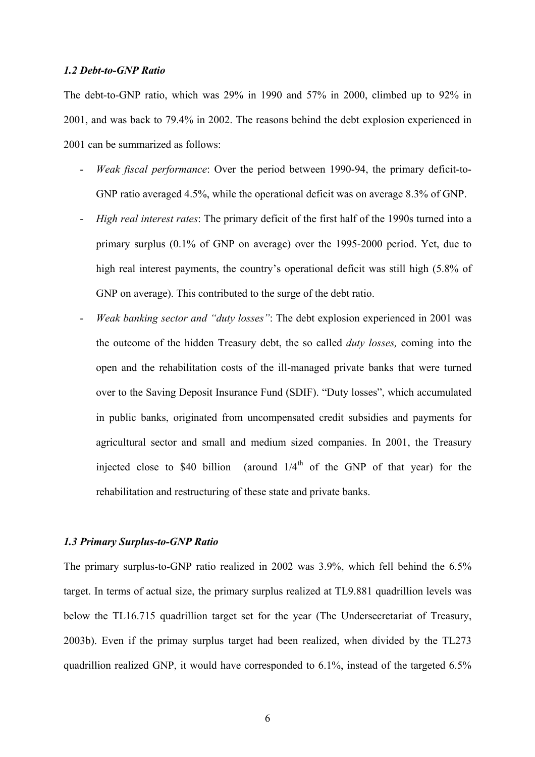### *1.2 Debt-to-GNP Ratio*

The debt-to-GNP ratio, which was 29% in 1990 and 57% in 2000, climbed up to 92% in 2001, and was back to 79.4% in 2002. The reasons behind the debt explosion experienced in 2001 can be summarized as follows:

- *Weak fiscal performance*: Over the period between 1990-94, the primary deficit-to-GNP ratio averaged 4.5%, while the operational deficit was on average 8.3% of GNP.
- *High real interest rates*: The primary deficit of the first half of the 1990s turned into a primary surplus (0.1% of GNP on average) over the 1995-2000 period. Yet, due to high real interest payments, the country's operational deficit was still high (5.8% of GNP on average). This contributed to the surge of the debt ratio.
- *Weak banking sector and "duty losses"*: The debt explosion experienced in 2001 was the outcome of the hidden Treasury debt, the so called *duty losses,* coming into the open and the rehabilitation costs of the ill-managed private banks that were turned over to the Saving Deposit Insurance Fund (SDIF). "Duty losses", which accumulated in public banks, originated from uncompensated credit subsidies and payments for agricultural sector and small and medium sized companies. In 2001, the Treasury injected close to $40 billion (around 1/4th of the GNP of that year) for the rehabilitation and restructuring of these state and private banks.

### *1.3 Primary Surplus-to-GNP Ratio*

The primary surplus-to-GNP ratio realized in 2002 was 3.9%, which fell behind the 6.5% target. In terms of actual size, the primary surplus realized at TL9.881 quadrillion levels was below the TL16.715 quadrillion target set for the year (The Undersecretariat of Treasury, 2003b). Even if the primay surplus target had been realized, when divided by the TL273 quadrillion realized GNP, it would have corresponded to 6.1%, instead of the targeted 6.5%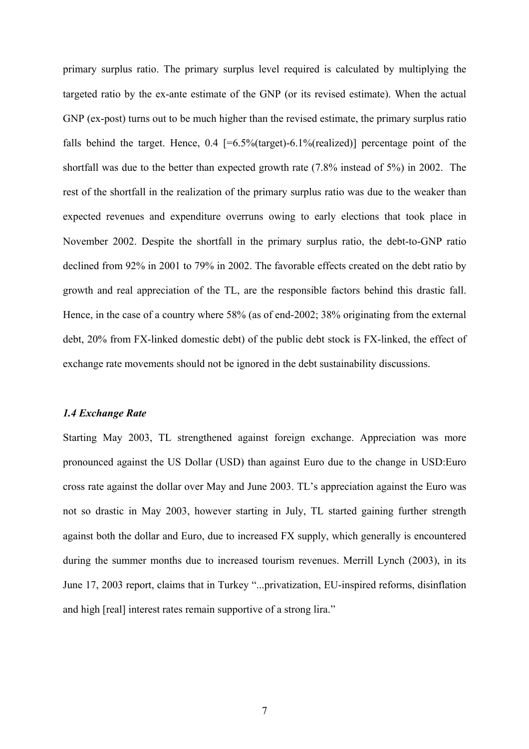primary surplus ratio. The primary surplus level required is calculated by multiplying the targeted ratio by the ex-ante estimate of the GNP (or its revised estimate). When the actual GNP (ex-post) turns out to be much higher than the revised estimate, the primary surplus ratio falls behind the target. Hence, 0.4 [=6.5%(target)-6.1%(realized)] percentage point of the shortfall was due to the better than expected growth rate (7.8% instead of 5%) in 2002. The rest of the shortfall in the realization of the primary surplus ratio was due to the weaker than expected revenues and expenditure overruns owing to early elections that took place in November 2002. Despite the shortfall in the primary surplus ratio, the debt-to-GNP ratio declined from 92% in 2001 to 79% in 2002. The favorable effects created on the debt ratio by growth and real appreciation of the TL, are the responsible factors behind this drastic fall. Hence, in the case of a country where 58% (as of end-2002; 38% originating from the external debt, 20% from FX-linked domestic debt) of the public debt stock is FX-linked, the effect of exchange rate movements should not be ignored in the debt sustainability discussions.

### *1.4 Exchange Rate*

Starting May 2003, TL strengthened against foreign exchange. Appreciation was more pronounced against the US Dollar (USD) than against Euro due to the change in USD:Euro cross rate against the dollar over May and June 2003. TL's appreciation against the Euro was not so drastic in May 2003, however starting in July, TL started gaining further strength against both the dollar and Euro, due to increased FX supply, which generally is encountered during the summer months due to increased tourism revenues. Merrill Lynch (2003), in its June 17, 2003 report, claims that in Turkey "...privatization, EU-inspired reforms, disinflation and high [real] interest rates remain supportive of a strong lira."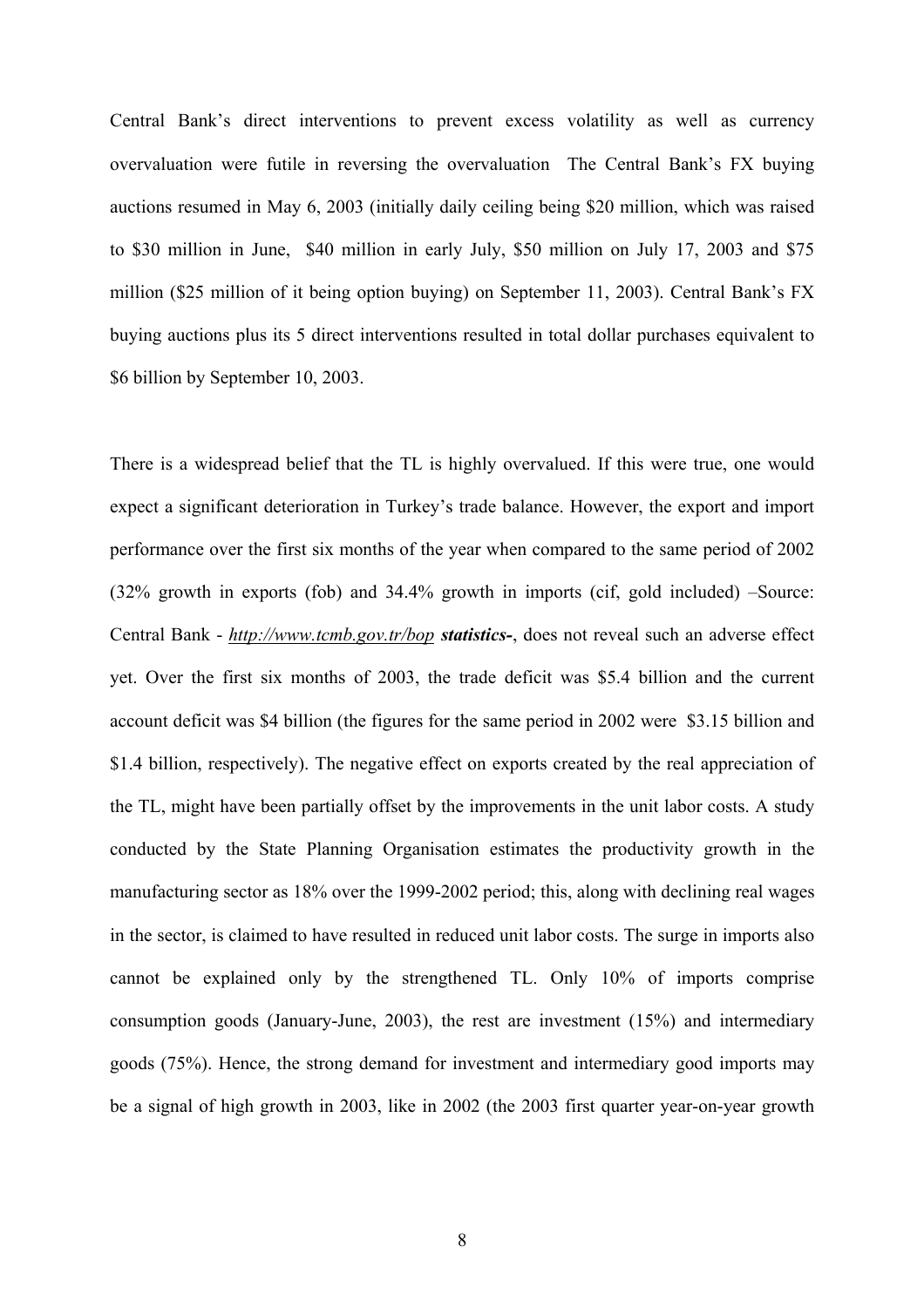Central Bank's direct interventions to prevent excess volatility as well as currency overvaluation were futile in reversing the overvaluation  The Central Bank's FX buying auctions resumed in May 6, 2003 (initially daily ceiling being $20 million, which was raised to $30 million in June,  $40 million in early July, $50 million on July 17, 2003 and $75 million ($25 million of it being option buying) on September 11, 2003). Central Bank's FX buying auctions plus its 5 direct interventions resulted in total dollar purchases equivalent to $6 billion by September 10, 2003.

There is a widespread belief that the TL is highly overvalued. If this were true, one would expect a significant deterioration in Turkey's trade balance. However, the export and import performance over the first six months of the year when compared to the same period of 2002 (32% growth in exports (fob) and 34.4% growth in imports (cif, gold included) –Source: Central Bank - *http://www.tcmb.gov.tr/bop* ***statistics-***, does not reveal such an adverse effect yet. Over the first six months of 2003, the trade deficit was $5.4 billion and the current account deficit was $4 billion (the figures for the same period in 2002 were  $3.15 billion and $1.4 billion, respectively). The negative effect on exports created by the real appreciation of the TL, might have been partially offset by the improvements in the unit labor costs. A study conducted by the State Planning Organisation estimates the productivity growth in the manufacturing sector as 18% over the 1999-2002 period; this, along with declining real wages in the sector, is claimed to have resulted in reduced unit labor costs. The surge in imports also cannot be explained only by the strengthened TL. Only 10% of imports comprise consumption goods (January-June, 2003), the rest are investment (15%) and intermediary goods (75%). Hence, the strong demand for investment and intermediary good imports may be a signal of high growth in 2003, like in 2002 (the 2003 first quarter year-on-year growth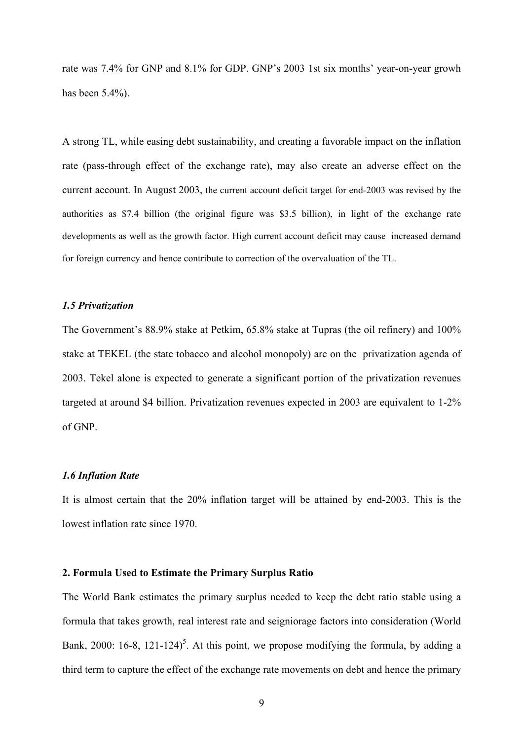rate was 7.4% for GNP and 8.1% for GDP. GNP's 2003 1st six months' year-on-year growh has been 5.4%).

A strong TL, while easing debt sustainability, and creating a favorable impact on the inflation rate (pass-through effect of the exchange rate), may also create an adverse effect on the current account. In August 2003, the current account deficit target for end-2003 was revised by the authorities as $7.4 billion (the original figure was $3.5 billion), in light of the exchange rate developments as well as the growth factor. High current account deficit may cause increased demand for foreign currency and hence contribute to correction of the overvaluation of the TL.

### *1.5 Privatization*

The Government's 88.9% stake at Petkim, 65.8% stake at Tupras (the oil refinery) and 100% stake at TEKEL (the state tobacco and alcohol monopoly) are on the privatization agenda of 2003. Tekel alone is expected to generate a significant portion of the privatization revenues targeted at around $4 billion. Privatization revenues expected in 2003 are equivalent to 1-2% of GNP.

### *1.6 Inflation Rate*

It is almost certain that the 20% inflation target will be attained by end-2003. This is the lowest inflation rate since 1970.

## **2. Formula Used to Estimate the Primary Surplus Ratio**

The World Bank estimates the primary surplus needed to keep the debt ratio stable using a formula that takes growth, real interest rate and seigniorage factors into consideration (World Bank, 2000: 16-8, 121-124)[5]. At this point, we propose modifying the formula, by adding a third term to capture the effect of the exchange rate movements on debt and hence the primary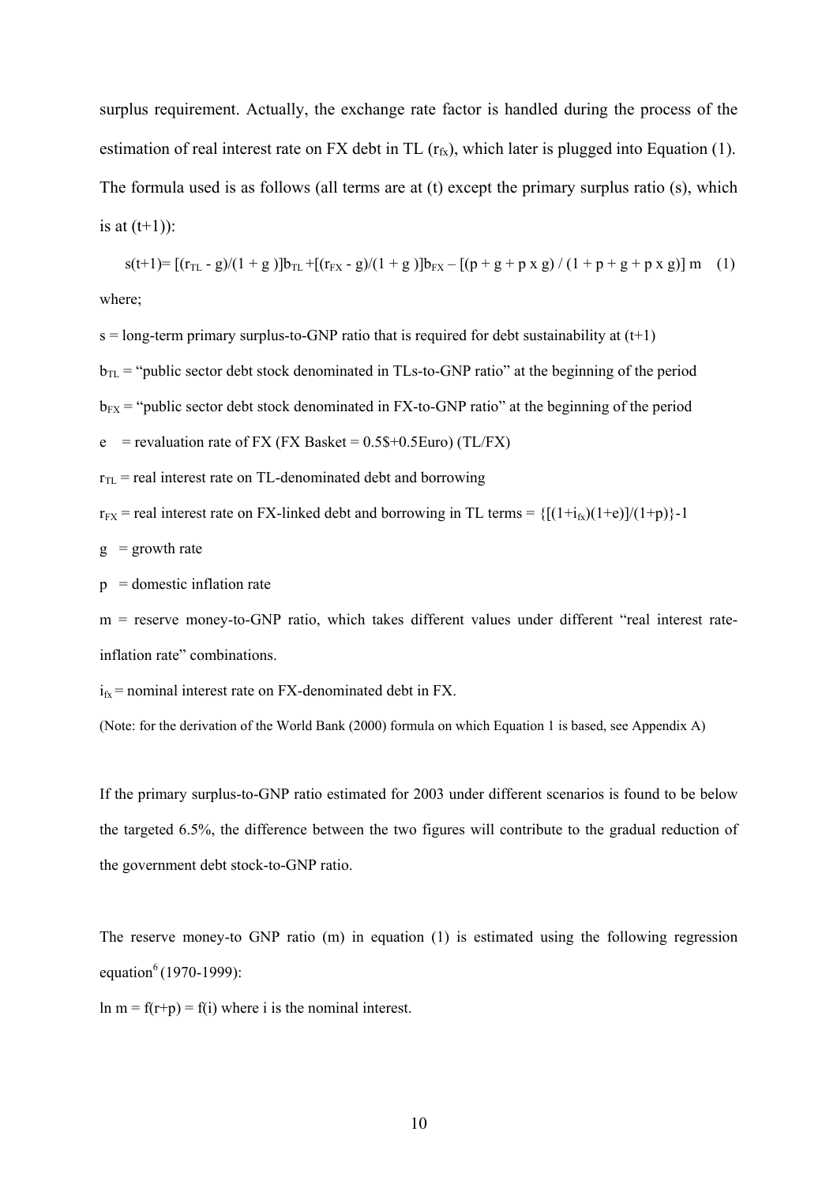surplus requirement. Actually, the exchange rate factor is handled during the process of the estimation of real interest rate on FX debt in TL ($r_{fx}$), which later is plugged into Equation (1). The formula used is as follows (all terms are at (t) except the primary surplus ratio (s), which is at (t+1)):

$$s(t+1) = [(r_{TL} - g)/(1 + g)]b_{TL} + [(r_{FX} - g)/(1 + g)]b_{FX} - [(p + g + p \times g) / (1 + p + g + p \times g)]\, m \quad (1)$$

where;

s = long-term primary surplus-to-GNP ratio that is required for debt sustainability at (t+1)

$b_{TL}$ = "public sector debt stock denominated in TLs-to-GNP ratio" at the beginning of the period

$b_{FX}$ = "public sector debt stock denominated in FX-to-GNP ratio" at the beginning of the period

e = revaluation rate of FX (FX Basket = 0.5$+0.5Euro) (TL/FX)

$r_{TL}$ = real interest rate on TL-denominated debt and borrowing

$r_{FX}$ = real interest rate on FX-linked debt and borrowing in TL terms = $\{[(1+i_{fx})(1+e)]/(1+p)\}-1$

g = growth rate

p = domestic inflation rate

m = reserve money-to-GNP ratio, which takes different values under different "real interest rate-inflation rate" combinations.

$i_{fx}$ = nominal interest rate on FX-denominated debt in FX.

(Note: for the derivation of the World Bank (2000) formula on which Equation 1 is based, see Appendix A)

If the primary surplus-to-GNP ratio estimated for 2003 under different scenarios is found to be below the targeted 6.5%, the difference between the two figures will contribute to the gradual reduction of the government debt stock-to-GNP ratio.

The reserve money-to GNP ratio (m) in equation (1) is estimated using the following regression equation[6] (1970-1999):

$\ln m = f(r+p) = f(i)$ where i is the nominal interest.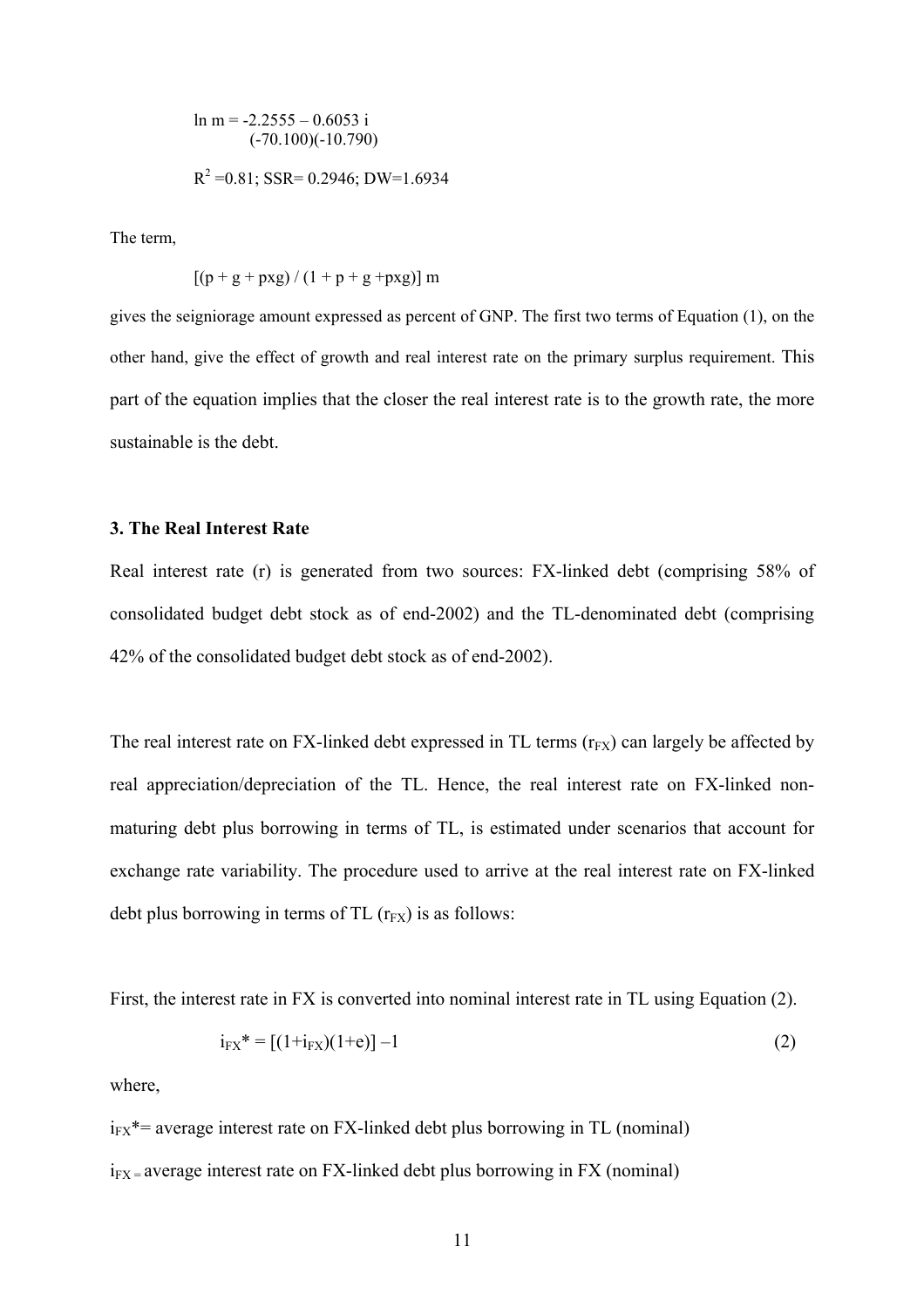$$\ln m = -2.2555 - 0.6053\, i$$
$$(-70.100)(-10.790)$$

$R^2 = 0.81$; SSR= 0.2946; DW=1.6934

The term,

$$[(p + g + pxg) / (1 + p + g + pxg)]\, m$$

gives the seigniorage amount expressed as percent of GNP. The first two terms of Equation (1), on the other hand, give the effect of growth and real interest rate on the primary surplus requirement. This part of the equation implies that the closer the real interest rate is to the growth rate, the more sustainable is the debt.

### 3. The Real Interest Rate

Real interest rate (r) is generated from two sources: FX-linked debt (comprising 58% of consolidated budget debt stock as of end-2002) and the TL-denominated debt (comprising 42% of the consolidated budget debt stock as of end-2002).

The real interest rate on FX-linked debt expressed in TL terms ($r_{FX}$) can largely be affected by real appreciation/depreciation of the TL. Hence, the real interest rate on FX-linked non-maturing debt plus borrowing in terms of TL, is estimated under scenarios that account for exchange rate variability. The procedure used to arrive at the real interest rate on FX-linked debt plus borrowing in terms of TL ($r_{FX}$) is as follows:

First, the interest rate in FX is converted into nominal interest rate in TL using Equation (2).

$$i_{FX}^* = [(1+i_{FX})(1+e)] - 1 \qquad (2)$$

where,

$i_{FX}^*$= average interest rate on FX-linked debt plus borrowing in TL (nominal)

$i_{FX}$ = average interest rate on FX-linked debt plus borrowing in FX (nominal)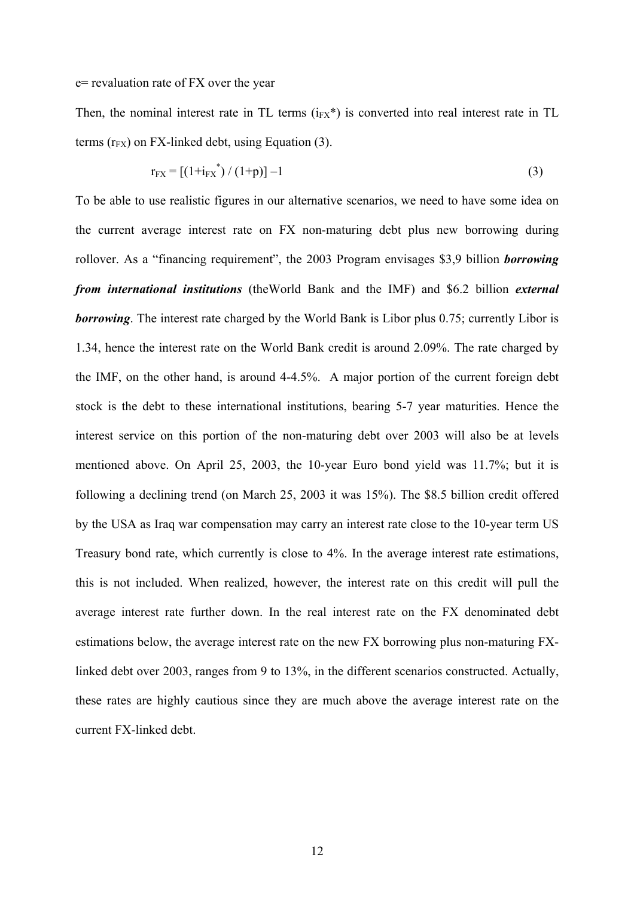e= revaluation rate of FX over the year

Then, the nominal interest rate in TL terms ($i_{FX}$*) is converted into real interest rate in TL terms ($r_{FX}$) on FX-linked debt, using Equation (3).

$$r_{FX} = [(1+i_{FX}^{*}) / (1+p)] - 1 \quad (3)$$

To be able to use realistic figures in our alternative scenarios, we need to have some idea on the current average interest rate on FX non-maturing debt plus new borrowing during rollover. As a "financing requirement", the 2003 Program envisages $3,9 billion ***borrowing from international institutions*** (theWorld Bank and the IMF) and $6.2 billion ***external borrowing***. The interest rate charged by the World Bank is Libor plus 0.75; currently Libor is 1.34, hence the interest rate on the World Bank credit is around 2.09%. The rate charged by the IMF, on the other hand, is around 4-4.5%. A major portion of the current foreign debt stock is the debt to these international institutions, bearing 5-7 year maturities. Hence the interest service on this portion of the non-maturing debt over 2003 will also be at levels mentioned above. On April 25, 2003, the 10-year Euro bond yield was 11.7%; but it is following a declining trend (on March 25, 2003 it was 15%). The $8.5 billion credit offered by the USA as Iraq war compensation may carry an interest rate close to the 10-year term US Treasury bond rate, which currently is close to 4%. In the average interest rate estimations, this is not included. When realized, however, the interest rate on this credit will pull the average interest rate further down. In the real interest rate on the FX denominated debt estimations below, the average interest rate on the new FX borrowing plus non-maturing FX-linked debt over 2003, ranges from 9 to 13%, in the different scenarios constructed. Actually, these rates are highly cautious since they are much above the average interest rate on the current FX-linked debt.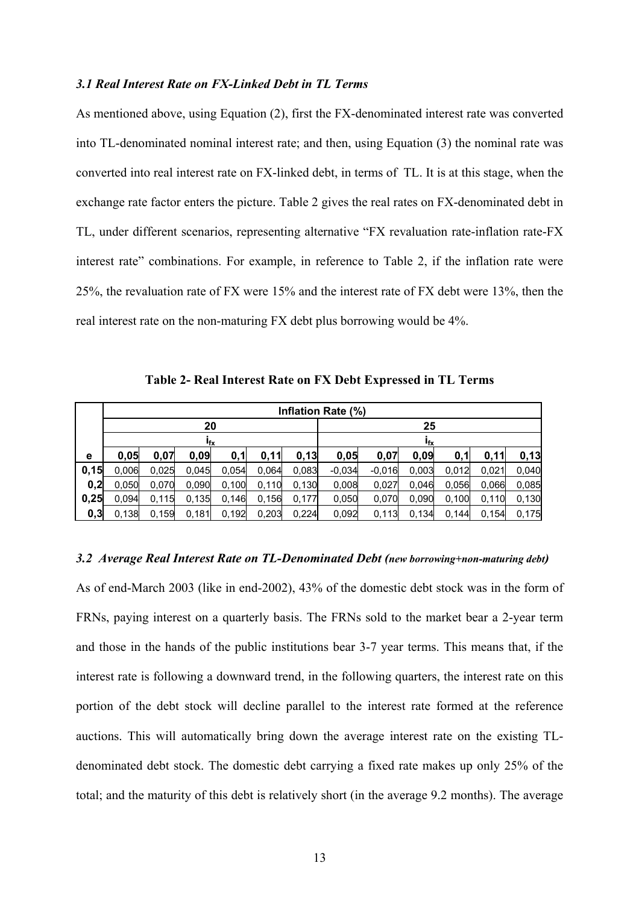### *3.1 Real Interest Rate on FX-Linked Debt in TL Terms*

As mentioned above, using Equation (2), first the FX-denominated interest rate was converted into TL-denominated nominal interest rate; and then, using Equation (3) the nominal rate was converted into real interest rate on FX-linked debt, in terms of TL. It is at this stage, when the exchange rate factor enters the picture. Table 2 gives the real rates on FX-denominated debt in TL, under different scenarios, representing alternative "FX revaluation rate-inflation rate-FX interest rate" combinations. For example, in reference to Table 2, if the inflation rate were 25%, the revaluation rate of FX were 15% and the interest rate of FX debt were 13%, then the real interest rate on the non-maturing FX debt plus borrowing would be 4%.

**Table 2- Real Interest Rate on FX Debt Expressed in TL Terms**

| | Inflation Rate (%) | | | | | | | | | | | |
|---|---|---|---|---|---|---|---|---|---|---|---|---|
| | 20 | | | | | | 25 | | | | | |
| | $i_{fx}$ | | | | | | $i_{fx}$ | | | | | |
| **e** | **0,05** | **0,07** | **0,09** | **0,1** | **0,11** | **0,13** | **0,05** | **0,07** | **0,09** | **0,1** | **0,11** | **0,13** |
| **0,15** | 0,006 | 0,025 | 0,045 | 0,054 | 0,064 | 0,083 | -0,034 | -0,016 | 0,003 | 0,012 | 0,021 | 0,040 |
| **0,2** | 0,050 | 0,070 | 0,090 | 0,100 | 0,110 | 0,130 | 0,008 | 0,027 | 0,046 | 0,056 | 0,066 | 0,085 |
| **0,25** | 0,094 | 0,115 | 0,135 | 0,146 | 0,156 | 0,177 | 0,050 | 0,070 | 0,090 | 0,100 | 0,110 | 0,130 |
| **0,3** | 0,138 | 0,159 | 0,181 | 0,192 | 0,203 | 0,224 | 0,092 | 0,113 | 0,134 | 0,144 | 0,154 | 0,175 |

### *3.2 Average Real Interest Rate on TL-Denominated Debt (new borrowing+non-maturing debt)*

As of end-March 2003 (like in end-2002), 43% of the domestic debt stock was in the form of FRNs, paying interest on a quarterly basis. The FRNs sold to the market bear a 2-year term and those in the hands of the public institutions bear 3-7 year terms. This means that, if the interest rate is following a downward trend, in the following quarters, the interest rate on this portion of the debt stock will decline parallel to the interest rate formed at the reference auctions. This will automatically bring down the average interest rate on the existing TL-denominated debt stock. The domestic debt carrying a fixed rate makes up only 25% of the total; and the maturity of this debt is relatively short (in the average 9.2 months). The average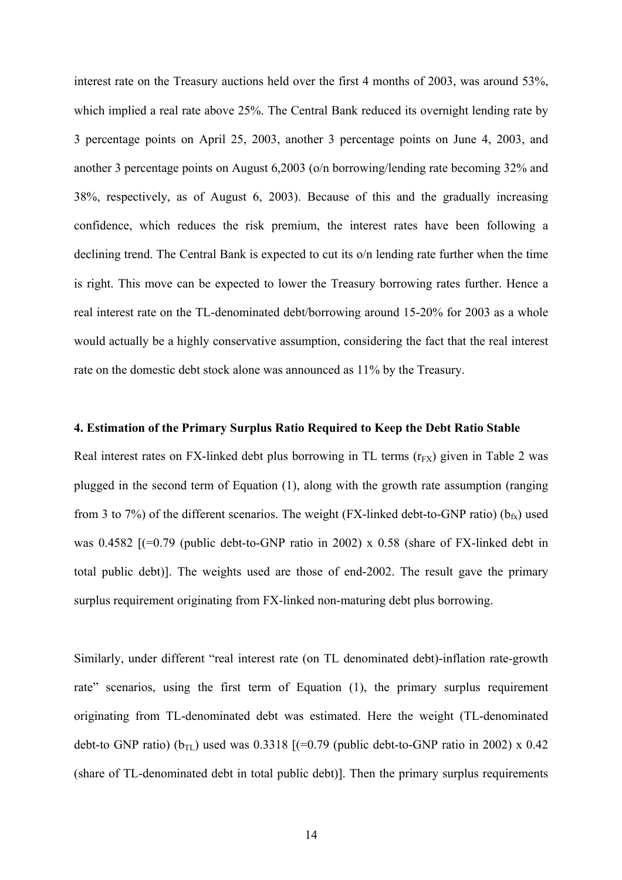interest rate on the Treasury auctions held over the first 4 months of 2003, was around 53%, which implied a real rate above 25%. The Central Bank reduced its overnight lending rate by 3 percentage points on April 25, 2003, another 3 percentage points on June 4, 2003, and another 3 percentage points on August 6,2003 (o/n borrowing/lending rate becoming 32% and 38%, respectively, as of August 6, 2003). Because of this and the gradually increasing confidence, which reduces the risk premium, the interest rates have been following a declining trend. The Central Bank is expected to cut its o/n lending rate further when the time is right. This move can be expected to lower the Treasury borrowing rates further. Hence a real interest rate on the TL-denominated debt/borrowing around 15-20% for 2003 as a whole would actually be a highly conservative assumption, considering the fact that the real interest rate on the domestic debt stock alone was announced as 11% by the Treasury.

**4. Estimation of the Primary Surplus Ratio Required to Keep the Debt Ratio Stable**

Real interest rates on FX-linked debt plus borrowing in TL terms ($r_{FX}$) given in Table 2 was plugged in the second term of Equation (1), along with the growth rate assumption (ranging from 3 to 7%) of the different scenarios. The weight (FX-linked debt-to-GNP ratio) ($b_{fx}$) used was 0.4582 [(=0.79 (public debt-to-GNP ratio in 2002) x 0.58 (share of FX-linked debt in total public debt)]. The weights used are those of end-2002. The result gave the primary surplus requirement originating from FX-linked non-maturing debt plus borrowing.

Similarly, under different "real interest rate (on TL denominated debt)-inflation rate-growth rate" scenarios, using the first term of Equation (1), the primary surplus requirement originating from TL-denominated debt was estimated. Here the weight (TL-denominated debt-to GNP ratio) ($b_{TL}$) used was 0.3318 [(=0.79 (public debt-to-GNP ratio in 2002) x 0.42 (share of TL-denominated debt in total public debt)]. Then the primary surplus requirements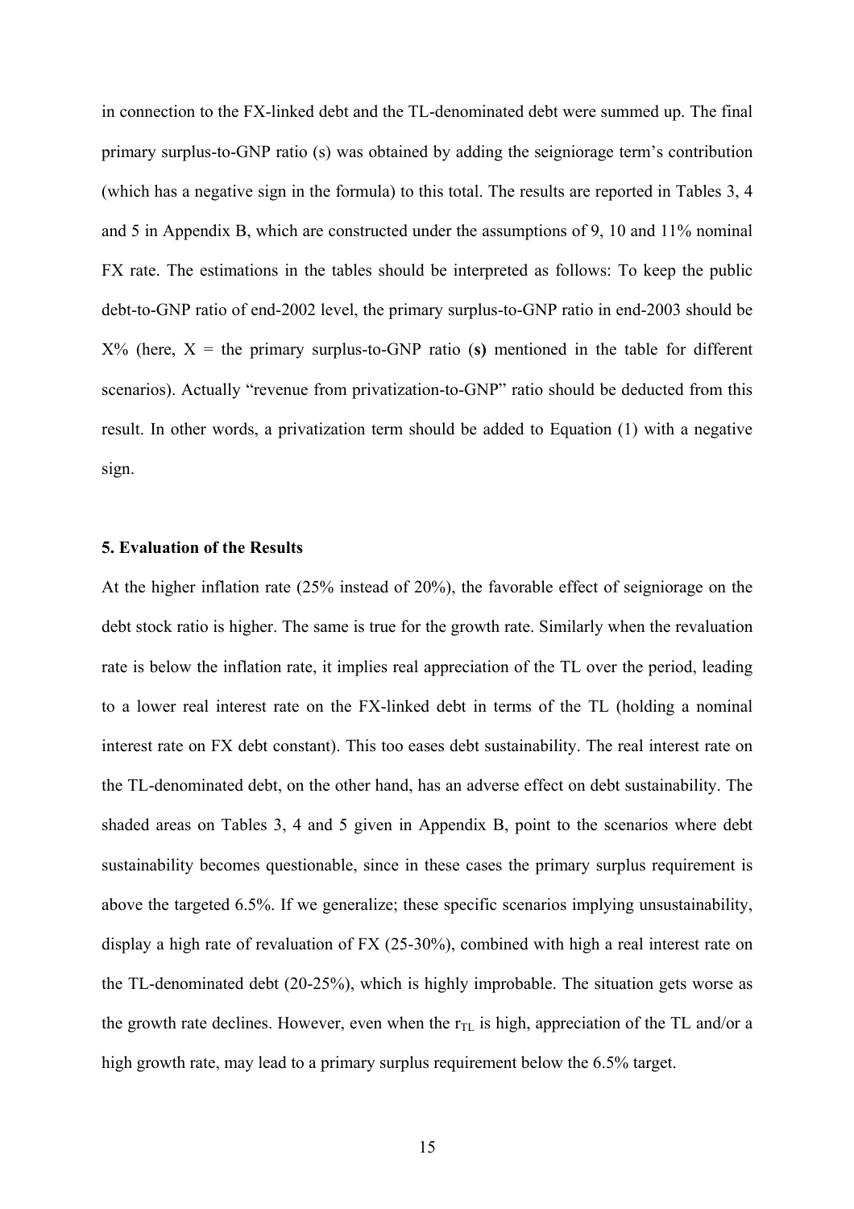in connection to the FX-linked debt and the TL-denominated debt were summed up. The final primary surplus-to-GNP ratio (s) was obtained by adding the seigniorage term's contribution (which has a negative sign in the formula) to this total. The results are reported in Tables 3, 4 and 5 in Appendix B, which are constructed under the assumptions of 9, 10 and 11% nominal FX rate. The estimations in the tables should be interpreted as follows: To keep the public debt-to-GNP ratio of end-2002 level, the primary surplus-to-GNP ratio in end-2003 should be X% (here, X = the primary surplus-to-GNP ratio (**s**) mentioned in the table for different scenarios). Actually "revenue from privatization-to-GNP" ratio should be deducted from this result. In other words, a privatization term should be added to Equation (1) with a negative sign.

### 5. Evaluation of the Results

At the higher inflation rate (25% instead of 20%), the favorable effect of seigniorage on the debt stock ratio is higher. The same is true for the growth rate. Similarly when the revaluation rate is below the inflation rate, it implies real appreciation of the TL over the period, leading to a lower real interest rate on the FX-linked debt in terms of the TL (holding a nominal interest rate on FX debt constant). This too eases debt sustainability. The real interest rate on the TL-denominated debt, on the other hand, has an adverse effect on debt sustainability. The shaded areas on Tables 3, 4 and 5 given in Appendix B, point to the scenarios where debt sustainability becomes questionable, since in these cases the primary surplus requirement is above the targeted 6.5%. If we generalize; these specific scenarios implying unsustainability, display a high rate of revaluation of FX (25-30%), combined with high a real interest rate on the TL-denominated debt (20-25%), which is highly improbable. The situation gets worse as the growth rate declines. However, even when the $r_{TL}$ is high, appreciation of the TL and/or a high growth rate, may lead to a primary surplus requirement below the 6.5% target.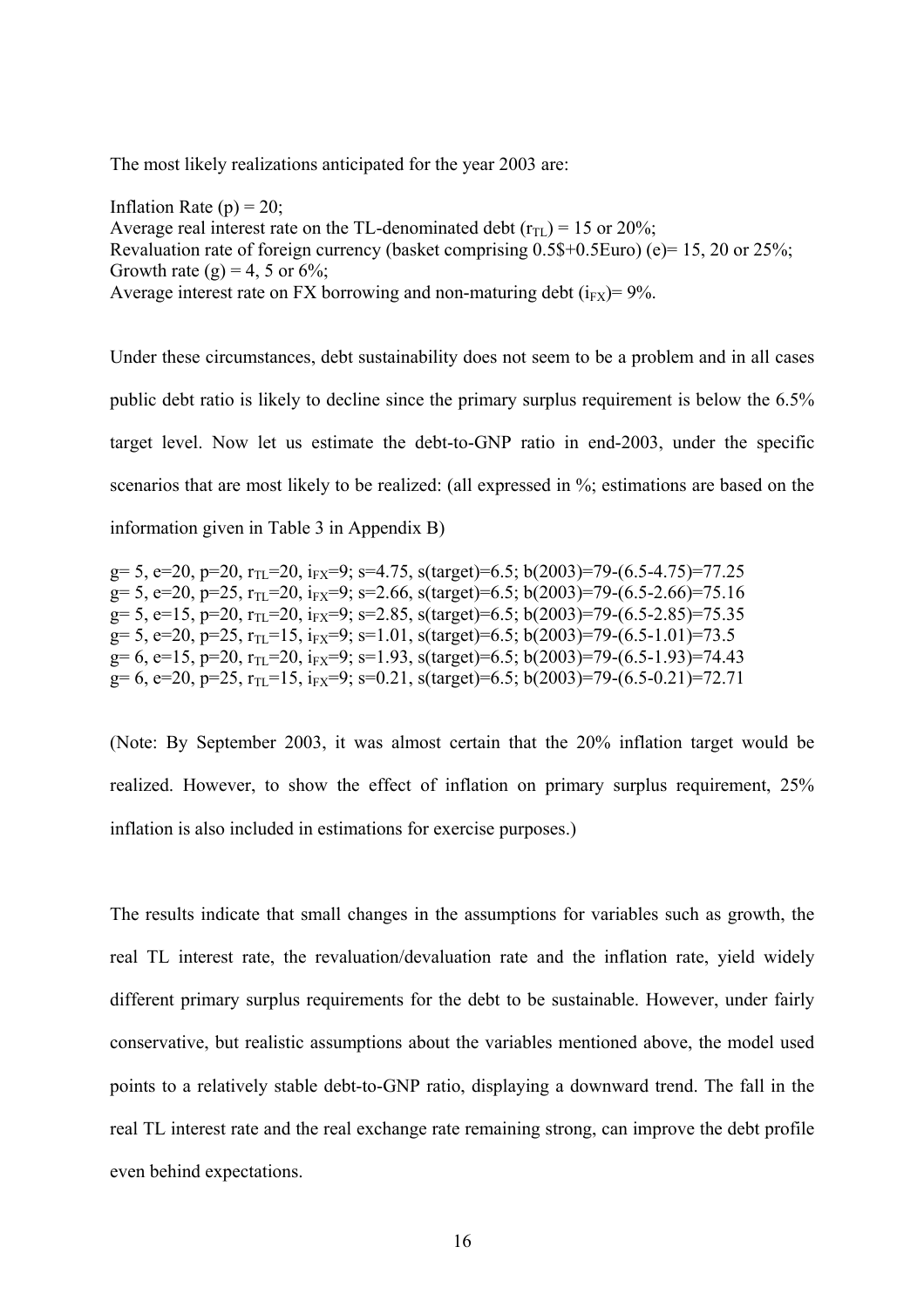The most likely realizations anticipated for the year 2003 are:

Inflation Rate (p) = 20;
Average real interest rate on the TL-denominated debt ($r_{TL}$) = 15 or 20%;
Revaluation rate of foreign currency (basket comprising 0.5$+0.5Euro) (e)= 15, 20 or 25%;
Growth rate (g) = 4, 5 or 6%;
Average interest rate on FX borrowing and non-maturing debt ($i_{FX}$)= 9%.

Under these circumstances, debt sustainability does not seem to be a problem and in all cases public debt ratio is likely to decline since the primary surplus requirement is below the 6.5% target level. Now let us estimate the debt-to-GNP ratio in end-2003, under the specific scenarios that are most likely to be realized: (all expressed in %; estimations are based on the information given in Table 3 in Appendix B)

g= 5, e=20, p=20, $r_{TL}$=20, $i_{FX}$=9; s=4.75, s(target)=6.5; b(2003)=79-(6.5-4.75)=77.25
g= 5, e=20, p=25, $r_{TL}$=20, $i_{FX}$=9; s=2.66, s(target)=6.5; b(2003)=79-(6.5-2.66)=75.16
g= 5, e=15, p=20, $r_{TL}$=20, $i_{FX}$=9; s=2.85, s(target)=6.5; b(2003)=79-(6.5-2.85)=75.35
g= 5, e=20, p=25, $r_{TL}$=15, $i_{FX}$=9; s=1.01, s(target)=6.5; b(2003)=79-(6.5-1.01)=73.5
g= 6, e=15, p=20, $r_{TL}$=20, $i_{FX}$=9; s=1.93, s(target)=6.5; b(2003)=79-(6.5-1.93)=74.43
g= 6, e=20, p=25, $r_{TL}$=15, $i_{FX}$=9; s=0.21, s(target)=6.5; b(2003)=79-(6.5-0.21)=72.71

(Note: By September 2003, it was almost certain that the 20% inflation target would be realized. However, to show the effect of inflation on primary surplus requirement, 25% inflation is also included in estimations for exercise purposes.)

The results indicate that small changes in the assumptions for variables such as growth, the real TL interest rate, the revaluation/devaluation rate and the inflation rate, yield widely different primary surplus requirements for the debt to be sustainable. However, under fairly conservative, but realistic assumptions about the variables mentioned above, the model used points to a relatively stable debt-to-GNP ratio, displaying a downward trend. The fall in the real TL interest rate and the real exchange rate remaining strong, can improve the debt profile even behind expectations.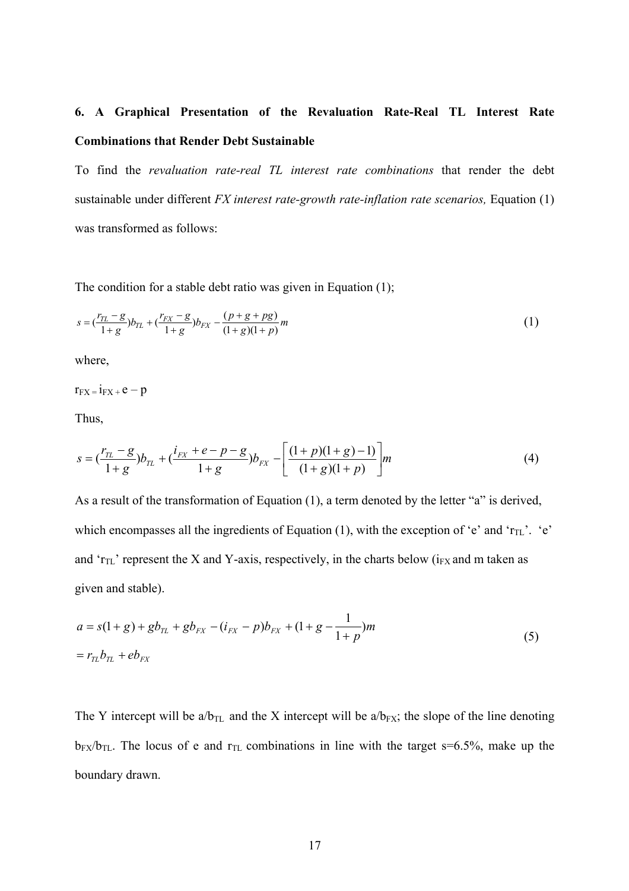## 6. A Graphical Presentation of the Revaluation Rate-Real TL Interest Rate Combinations that Render Debt Sustainable

To find the *revaluation rate-real TL interest rate combinations* that render the debt sustainable under different *FX interest rate-growth rate-inflation rate scenarios,* Equation (1) was transformed as follows:

The condition for a stable debt ratio was given in Equation (1);

$$s = (\frac{r_{TL} - g}{1+g})b_{TL} + (\frac{r_{FX} - g}{1+g})b_{FX} - \frac{(p + g + pg)}{(1+g)(1+p)}m \tag{1}$$

where,

$r_{FX} = i_{FX} + e - p$

Thus,

$$s = (\frac{r_{TL} - g}{1+g})b_{TL} + (\frac{i_{FX} + e - p - g}{1+g})b_{FX} - \left[\frac{(1+p)(1+g) - 1)}{(1+g)(1+p)}\right]m \tag{4}$$

As a result of the transformation of Equation (1), a term denoted by the letter "a" is derived, which encompasses all the ingredients of Equation (1), with the exception of 'e' and '$r_{TL}$'. 'e' and '$r_{TL}$' represent the X and Y-axis, respectively, in the charts below ($i_{FX}$ and m taken as given and stable).

$$\begin{aligned} a &= s(1+g) + gb_{TL} + gb_{FX} - (i_{FX} - p)b_{FX} + (1 + g - \frac{1}{1+p})m \\ &= r_{TL}b_{TL} + eb_{FX} \end{aligned} \tag{5}$$

The Y intercept will be $a/b_{TL}$ and the X intercept will be $a/b_{FX}$; the slope of the line denoting $b_{FX}/b_{TL}$. The locus of e and $r_{TL}$ combinations in line with the target s=6.5%, make up the boundary drawn.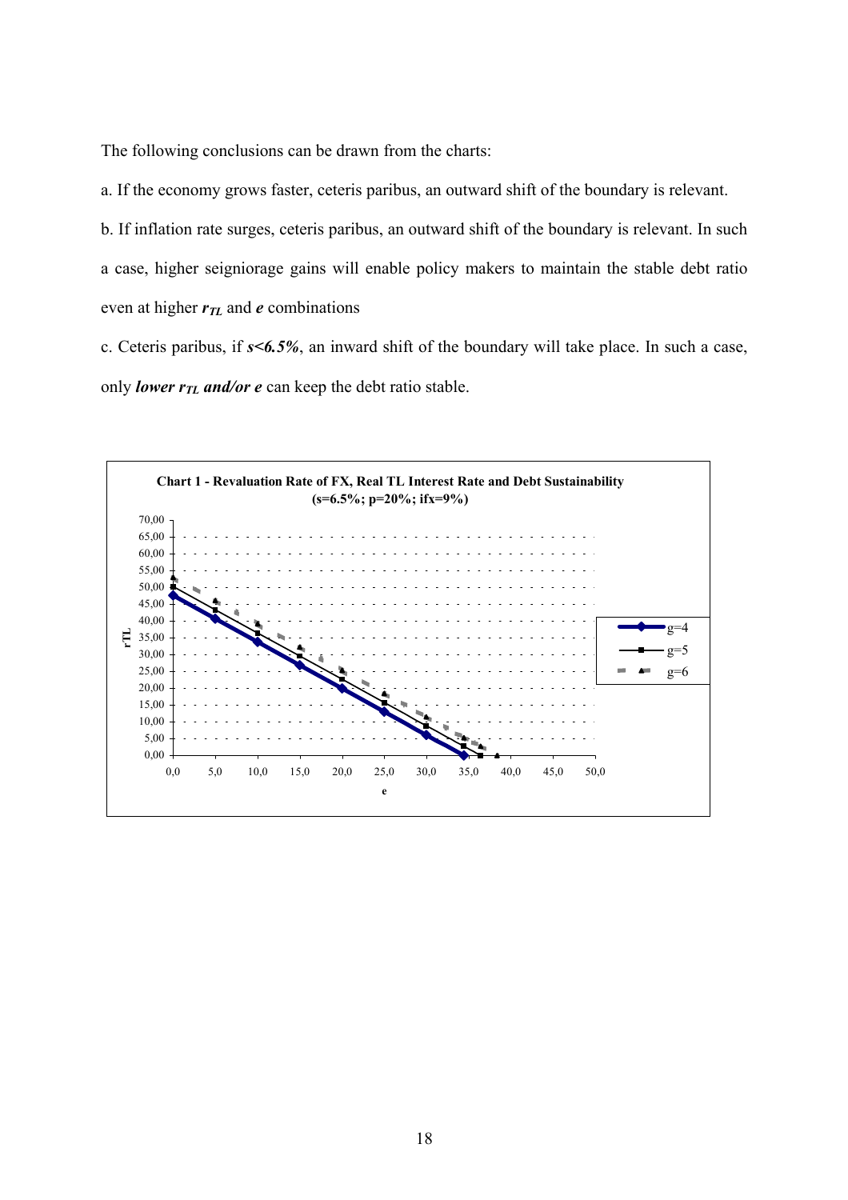The following conclusions can be drawn from the charts:

a. If the economy grows faster, ceteris paribus, an outward shift of the boundary is relevant.

b. If inflation rate surges, ceteris paribus, an outward shift of the boundary is relevant. In such a case, higher seigniorage gains will enable policy makers to maintain the stable debt ratio even at higher $r_{TL}$ and $e$ combinations

c. Ceteris paribus, if ***s<6.5%***, an inward shift of the boundary will take place. In such a case, only ***lower $r_{TL}$ and/or e*** can keep the debt ratio stable.

**Chart 1 - Revaluation Rate of FX, Real TL Interest Rate and Debt Sustainability (s=6.5%; p=20%; ifx=9%)**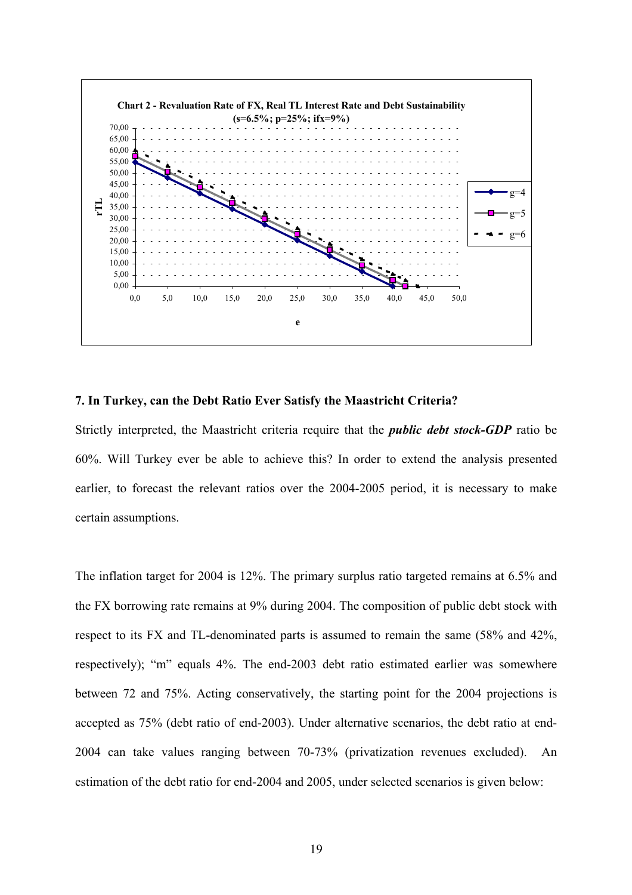**Chart 2 - Revaluation Rate of FX, Real TL Interest Rate and Debt Sustainability (s=6.5%; p=25%; ifx=9%)**

## 7. In Turkey, can the Debt Ratio Ever Satisfy the Maastricht Criteria?

Strictly interpreted, the Maastricht criteria require that the ***public debt stock-GDP*** ratio be 60%. Will Turkey ever be able to achieve this? In order to extend the analysis presented earlier, to forecast the relevant ratios over the 2004-2005 period, it is necessary to make certain assumptions.

The inflation target for 2004 is 12%. The primary surplus ratio targeted remains at 6.5% and the FX borrowing rate remains at 9% during 2004. The composition of public debt stock with respect to its FX and TL-denominated parts is assumed to remain the same (58% and 42%, respectively); "m" equals 4%. The end-2003 debt ratio estimated earlier was somewhere between 72 and 75%. Acting conservatively, the starting point for the 2004 projections is accepted as 75% (debt ratio of end-2003). Under alternative scenarios, the debt ratio at end-2004 can take values ranging between 70-73% (privatization revenues excluded). An estimation of the debt ratio for end-2004 and 2005, under selected scenarios is given below: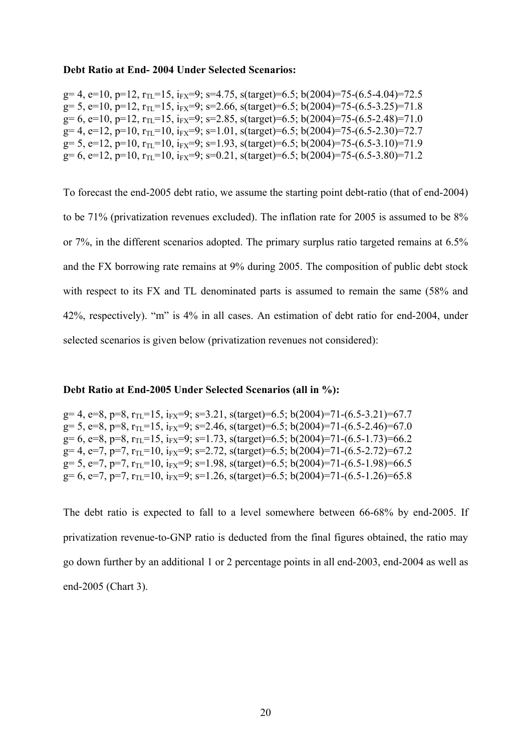**Debt Ratio at End- 2004 Under Selected Scenarios:**

g= 4, e=10, p=12, $r_{TL}$=15, $i_{FX}$=9; s=4.75, s(target)=6.5; b(2004)=75-(6.5-4.04)=72.5
g= 5, e=10, p=12, $r_{TL}$=15, $i_{FX}$=9; s=2.66, s(target)=6.5; b(2004)=75-(6.5-3.25)=71.8
g= 6, e=10, p=12, $r_{TL}$=15, $i_{FX}$=9; s=2.85, s(target)=6.5; b(2004)=75-(6.5-2.48)=71.0
g= 4, e=12, p=10, $r_{TL}$=10, $i_{FX}$=9; s=1.01, s(target)=6.5; b(2004)=75-(6.5-2.30)=72.7
g= 5, e=12, p=10, $r_{TL}$=10, $i_{FX}$=9; s=1.93, s(target)=6.5; b(2004)=75-(6.5-3.10)=71.9
g= 6, e=12, p=10, $r_{TL}$=10, $i_{FX}$=9; s=0.21, s(target)=6.5; b(2004)=75-(6.5-3.80)=71.2

To forecast the end-2005 debt ratio, we assume the starting point debt-ratio (that of end-2004) to be 71% (privatization revenues excluded). The inflation rate for 2005 is assumed to be 8% or 7%, in the different scenarios adopted. The primary surplus ratio targeted remains at 6.5% and the FX borrowing rate remains at 9% during 2005. The composition of public debt stock with respect to its FX and TL denominated parts is assumed to remain the same (58% and 42%, respectively). "m" is 4% in all cases. An estimation of debt ratio for end-2004, under selected scenarios is given below (privatization revenues not considered):

**Debt Ratio at End-2005 Under Selected Scenarios (all in %):**

g= 4, e=8, p=8, $r_{TL}$=15, $i_{FX}$=9; s=3.21, s(target)=6.5; b(2004)=71-(6.5-3.21)=67.7
g= 5, e=8, p=8, $r_{TL}$=15, $i_{FX}$=9; s=2.46, s(target)=6.5; b(2004)=71-(6.5-2.46)=67.0
g= 6, e=8, p=8, $r_{TL}$=15, $i_{FX}$=9; s=1.73, s(target)=6.5; b(2004)=71-(6.5-1.73)=66.2
g= 4, e=7, p=7, $r_{TL}$=10, $i_{FX}$=9; s=2.72, s(target)=6.5; b(2004)=71-(6.5-2.72)=67.2
g= 5, e=7, p=7, $r_{TL}$=10, $i_{FX}$=9; s=1.98, s(target)=6.5; b(2004)=71-(6.5-1.98)=66.5
g= 6, e=7, p=7, $r_{TL}$=10, $i_{FX}$=9; s=1.26, s(target)=6.5; b(2004)=71-(6.5-1.26)=65.8

The debt ratio is expected to fall to a level somewhere between 66-68% by end-2005. If privatization revenue-to-GNP ratio is deducted from the final figures obtained, the ratio may go down further by an additional 1 or 2 percentage points in all end-2003, end-2004 as well as end-2005 (Chart 3).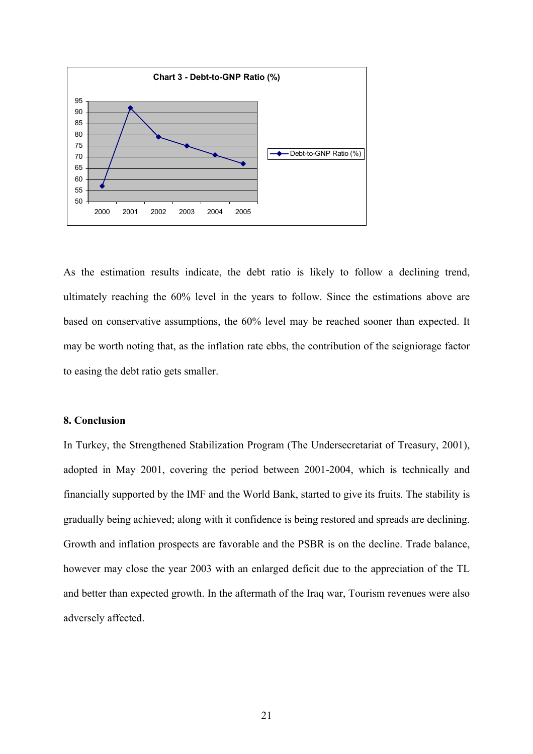Chart 3 - Debt-to-GNP Ratio (%)

As the estimation results indicate, the debt ratio is likely to follow a declining trend, ultimately reaching the 60% level in the years to follow. Since the estimations above are based on conservative assumptions, the 60% level may be reached sooner than expected. It may be worth noting that, as the inflation rate ebbs, the contribution of the seigniorage factor to easing the debt ratio gets smaller.

## 8. Conclusion

In Turkey, the Strengthened Stabilization Program (The Undersecretariat of Treasury, 2001), adopted in May 2001, covering the period between 2001-2004, which is technically and financially supported by the IMF and the World Bank, started to give its fruits. The stability is gradually being achieved; along with it confidence is being restored and spreads are declining. Growth and inflation prospects are favorable and the PSBR is on the decline. Trade balance, however may close the year 2003 with an enlarged deficit due to the appreciation of the TL and better than expected growth. In the aftermath of the Iraq war, Tourism revenues were also adversely affected.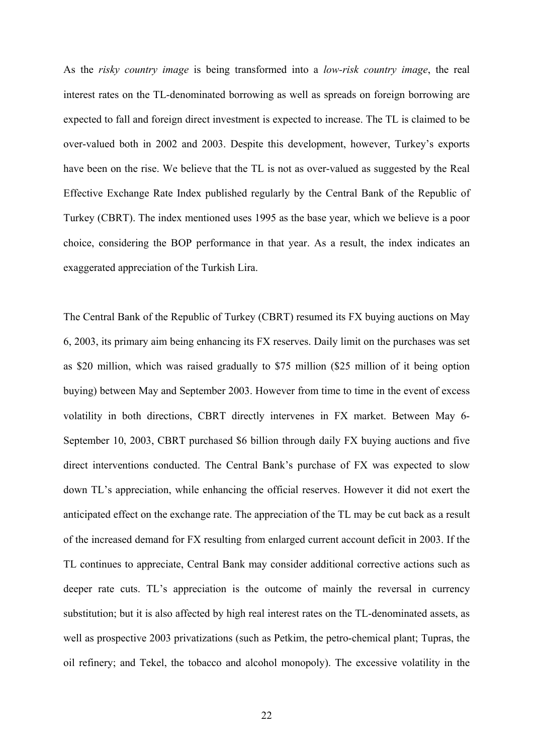As the *risky country image* is being transformed into a *low-risk country image*, the real interest rates on the TL-denominated borrowing as well as spreads on foreign borrowing are expected to fall and foreign direct investment is expected to increase. The TL is claimed to be over-valued both in 2002 and 2003. Despite this development, however, Turkey's exports have been on the rise. We believe that the TL is not as over-valued as suggested by the Real Effective Exchange Rate Index published regularly by the Central Bank of the Republic of Turkey (CBRT). The index mentioned uses 1995 as the base year, which we believe is a poor choice, considering the BOP performance in that year. As a result, the index indicates an exaggerated appreciation of the Turkish Lira.

The Central Bank of the Republic of Turkey (CBRT) resumed its FX buying auctions on May 6, 2003, its primary aim being enhancing its FX reserves. Daily limit on the purchases was set as $20 million, which was raised gradually to $75 million ($25 million of it being option buying) between May and September 2003. However from time to time in the event of excess volatility in both directions, CBRT directly intervenes in FX market. Between May 6-September 10, 2003, CBRT purchased $6 billion through daily FX buying auctions and five direct interventions conducted. The Central Bank's purchase of FX was expected to slow down TL's appreciation, while enhancing the official reserves. However it did not exert the anticipated effect on the exchange rate. The appreciation of the TL may be cut back as a result of the increased demand for FX resulting from enlarged current account deficit in 2003. If the TL continues to appreciate, Central Bank may consider additional corrective actions such as deeper rate cuts. TL's appreciation is the outcome of mainly the reversal in currency substitution; but it is also affected by high real interest rates on the TL-denominated assets, as well as prospective 2003 privatizations (such as Petkim, the petro-chemical plant; Tupras, the oil refinery; and Tekel, the tobacco and alcohol monopoly). The excessive volatility in the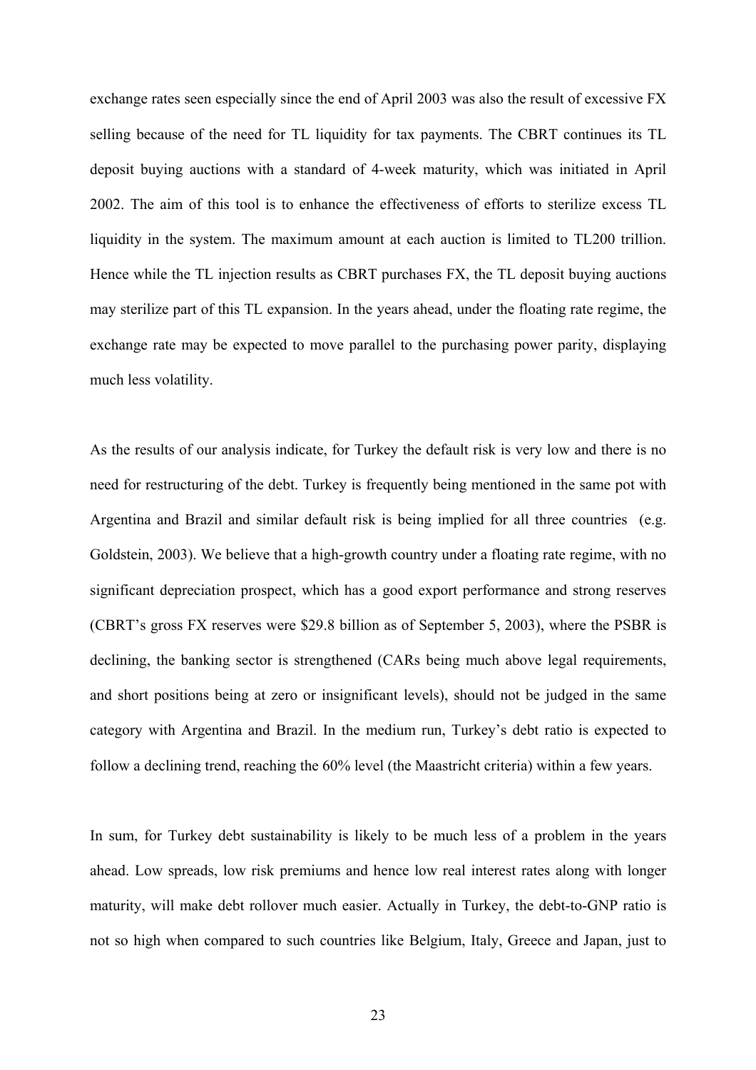exchange rates seen especially since the end of April 2003 was also the result of excessive FX selling because of the need for TL liquidity for tax payments. The CBRT continues its TL deposit buying auctions with a standard of 4-week maturity, which was initiated in April 2002. The aim of this tool is to enhance the effectiveness of efforts to sterilize excess TL liquidity in the system. The maximum amount at each auction is limited to TL200 trillion. Hence while the TL injection results as CBRT purchases FX, the TL deposit buying auctions may sterilize part of this TL expansion. In the years ahead, under the floating rate regime, the exchange rate may be expected to move parallel to the purchasing power parity, displaying much less volatility.

As the results of our analysis indicate, for Turkey the default risk is very low and there is no need for restructuring of the debt. Turkey is frequently being mentioned in the same pot with Argentina and Brazil and similar default risk is being implied for all three countries (e.g. Goldstein, 2003). We believe that a high-growth country under a floating rate regime, with no significant depreciation prospect, which has a good export performance and strong reserves (CBRT's gross FX reserves were $29.8 billion as of September 5, 2003), where the PSBR is declining, the banking sector is strengthened (CARs being much above legal requirements, and short positions being at zero or insignificant levels), should not be judged in the same category with Argentina and Brazil. In the medium run, Turkey's debt ratio is expected to follow a declining trend, reaching the 60% level (the Maastricht criteria) within a few years.

In sum, for Turkey debt sustainability is likely to be much less of a problem in the years ahead. Low spreads, low risk premiums and hence low real interest rates along with longer maturity, will make debt rollover much easier. Actually in Turkey, the debt-to-GNP ratio is not so high when compared to such countries like Belgium, Italy, Greece and Japan, just to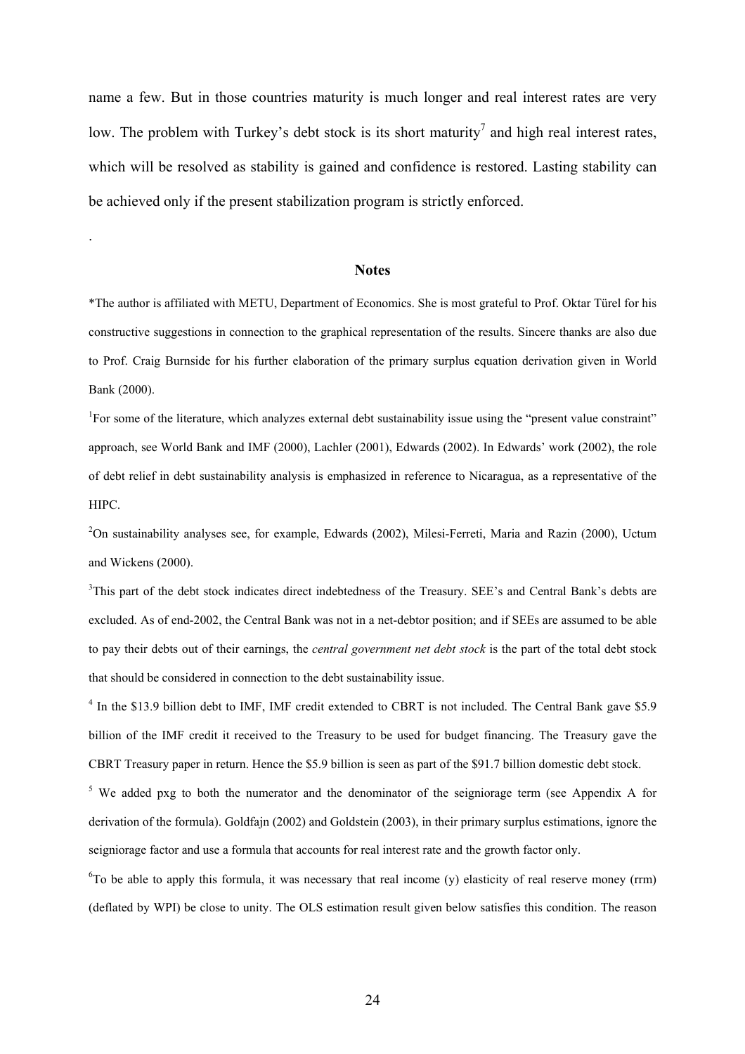name a few. But in those countries maturity is much longer and real interest rates are very low. The problem with Turkey's debt stock is its short maturity[7] and high real interest rates, which will be resolved as stability is gained and confidence is restored. Lasting stability can be achieved only if the present stabilization program is strictly enforced.

.

## Notes

*The author is affiliated with METU, Department of Economics. She is most grateful to Prof. Oktar Türel for his constructive suggestions in connection to the graphical representation of the results. Sincere thanks are also due to Prof. Craig Burnside for his further elaboration of the primary surplus equation derivation given in World Bank (2000).

[1]For some of the literature, which analyzes external debt sustainability issue using the "present value constraint" approach, see World Bank and IMF (2000), Lachler (2001), Edwards (2002). In Edwards' work (2002), the role of debt relief in debt sustainability analysis is emphasized in reference to Nicaragua, as a representative of the HIPC.

[2]On sustainability analyses see, for example, Edwards (2002), Milesi-Ferreti, Maria and Razin (2000), Uctum and Wickens (2000).

[3]This part of the debt stock indicates direct indebtedness of the Treasury. SEE's and Central Bank's debts are excluded. As of end-2002, the Central Bank was not in a net-debtor position; and if SEEs are assumed to be able to pay their debts out of their earnings, the *central government net debt stock* is the part of the total debt stock that should be considered in connection to the debt sustainability issue.

[4] In the $13.9 billion debt to IMF, IMF credit extended to CBRT is not included. The Central Bank gave $5.9 billion of the IMF credit it received to the Treasury to be used for budget financing. The Treasury gave the CBRT Treasury paper in return. Hence the $5.9 billion is seen as part of the $91.7 billion domestic debt stock.

[5] We added pxg to both the numerator and the denominator of the seigniorage term (see Appendix A for derivation of the formula). Goldfajn (2002) and Goldstein (2003), in their primary surplus estimations, ignore the seigniorage factor and use a formula that accounts for real interest rate and the growth factor only.

[6]To be able to apply this formula, it was necessary that real income (y) elasticity of real reserve money (rrm) (deflated by WPI) be close to unity. The OLS estimation result given below satisfies this condition. The reason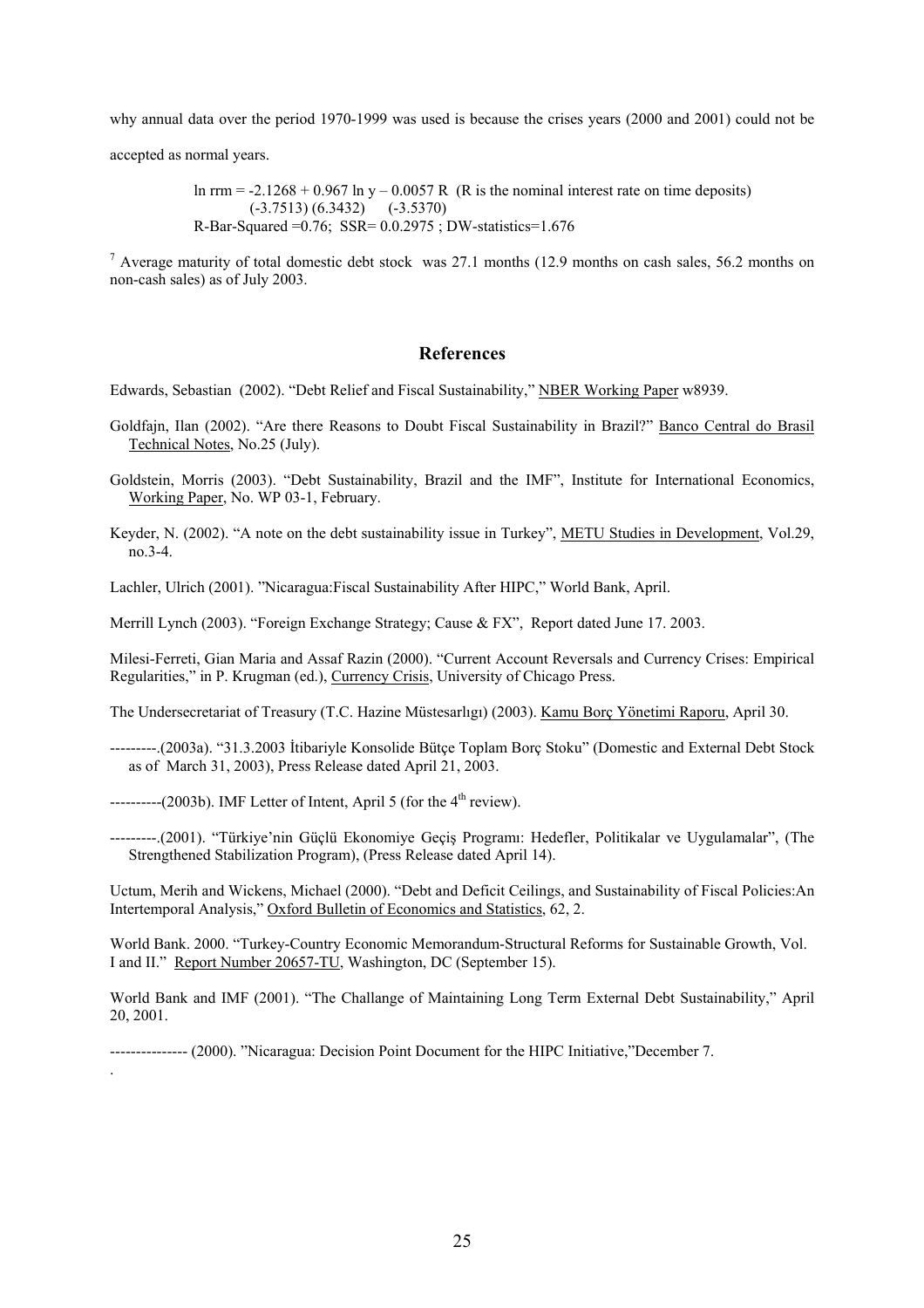why annual data over the period 1970-1999 was used is because the crises years (2000 and 2001) could not be accepted as normal years.

$$\ln rrm = -2.1268 + 0.967 \ln y - 0.0057 R$$ (R is the nominal interest rate on time deposits)

(-3.7513) (6.3432) (-3.5370)

R-Bar-Squared =0.76; SSR= 0.0.2975 ; DW-statistics=1.676

[7] Average maturity of total domestic debt stock was 27.1 months (12.9 months on cash sales, 56.2 months on non-cash sales) as of July 2003.

## References

Edwards, Sebastian (2002). "Debt Relief and Fiscal Sustainability," NBER Working Paper w8939.

Goldfajn, Ilan (2002). "Are there Reasons to Doubt Fiscal Sustainability in Brazil?" Banco Central do Brasil Technical Notes, No.25 (July).

Goldstein, Morris (2003). "Debt Sustainability, Brazil and the IMF", Institute for International Economics, Working Paper, No. WP 03-1, February.

Keyder, N. (2002). "A note on the debt sustainability issue in Turkey", METU Studies in Development, Vol.29, no.3-4.

Lachler, Ulrich (2001). "Nicaragua:Fiscal Sustainability After HIPC," World Bank, April.

Merrill Lynch (2003). "Foreign Exchange Strategy; Cause & FX", Report dated June 17. 2003.

Milesi-Ferreti, Gian Maria and Assaf Razin (2000). "Current Account Reversals and Currency Crises: Empirical Regularities," in P. Krugman (ed.), Currency Crisis, University of Chicago Press.

The Undersecretariat of Treasury (T.C. Hazine Müstesarlıgı) (2003). Kamu Borç Yönetimi Raporu, April 30.

---------.(2003a). "31.3.2003 İtibariyle Konsolide Bütçe Toplam Borç Stoku" (Domestic and External Debt Stock as of March 31, 2003), Press Release dated April 21, 2003.

----------(2003b). IMF Letter of Intent, April 5 (for the 4th review).

---------.(2001). "Türkiye'nin Güçlü Ekonomiye Geçiş Programı: Hedefler, Politikalar ve Uygulamalar", (The Strengthened Stabilization Program), (Press Release dated April 14).

Uctum, Merih and Wickens, Michael (2000). "Debt and Deficit Ceilings, and Sustainability of Fiscal Policies:An Intertemporal Analysis," Oxford Bulletin of Economics and Statistics, 62, 2.

World Bank. 2000. "Turkey-Country Economic Memorandum-Structural Reforms for Sustainable Growth, Vol. I and II." Report Number 20657-TU, Washington, DC (September 15).

World Bank and IMF (2001). "The Challange of Maintaining Long Term External Debt Sustainability," April 20, 2001.

--------------- (2000). "Nicaragua: Decision Point Document for the HIPC Initiative,"December 7.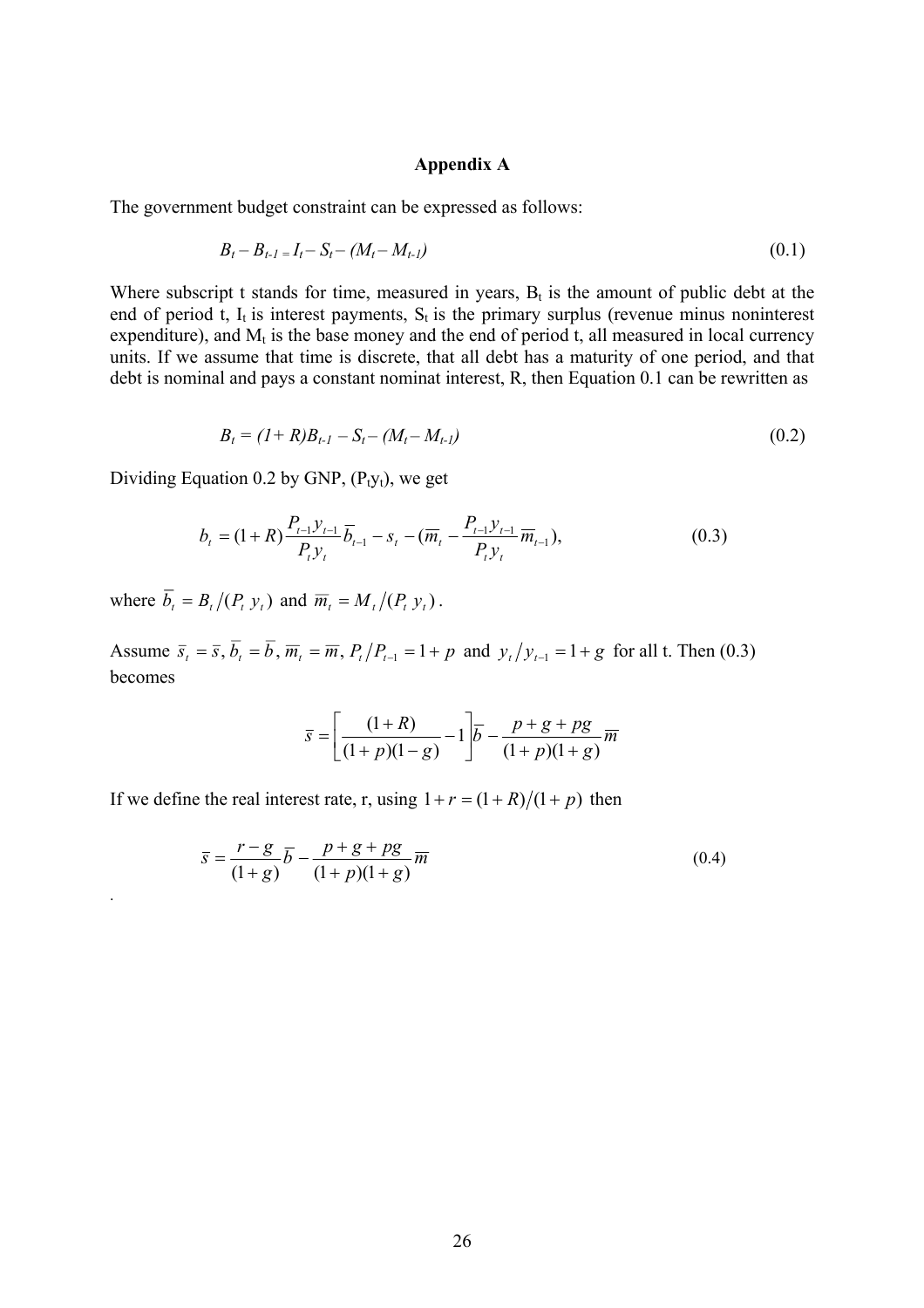**Appendix A**

The government budget constraint can be expressed as follows:

$$B_t - B_{t-1} = I_t - S_t - (M_t - M_{t-1}) \tag{0.1}$$

Where subscript t stands for time, measured in years, $B_t$ is the amount of public debt at the end of period t, $I_t$ is interest payments, $S_t$ is the primary surplus (revenue minus noninterest expenditure), and $M_t$ is the base money and the end of period t, all measured in local currency units. If we assume that time is discrete, that all debt has a maturity of one period, and that debt is nominal and pays a constant nominat interest, R, then Equation 0.1 can be rewritten as

$$B_t = (1+R)B_{t-1} - S_t - (M_t - M_{t-1}) \tag{0.2}$$

Dividing Equation 0.2 by GNP, ($P_t y_t$), we get

$$b_t = (1+R)\frac{P_{t-1}y_{t-1}}{P_t y_t}\overline{b}_{t-1} - s_t - (\overline{m}_t - \frac{P_{t-1}y_{t-1}}{P_t y_t}\overline{m}_{t-1}), \tag{0.3}$$

where $\overline{b}_t = B_t/(P_t\, y_t)$ and $\overline{m}_t = M_t/(P_t\, y_t)$.

Assume $\overline{s}_t = \overline{s}, \overline{b}_t = \overline{b}, \overline{m}_t = \overline{m}, P_t/P_{t-1} = 1+p$ and $y_t/y_{t-1} = 1+g$ for all t. Then (0.3) becomes

$$\overline{s} = \left[\frac{(1+R)}{(1+p)(1-g)} - 1\right]\overline{b} - \frac{p+g+pg}{(1+p)(1+g)}\overline{m}$$

If we define the real interest rate, r, using $1+r = (1+R)/(1+p)$ then

$$\overline{s} = \frac{r-g}{(1+g)}\overline{b} - \frac{p+g+pg}{(1+p)(1+g)}\overline{m} \tag{0.4}$$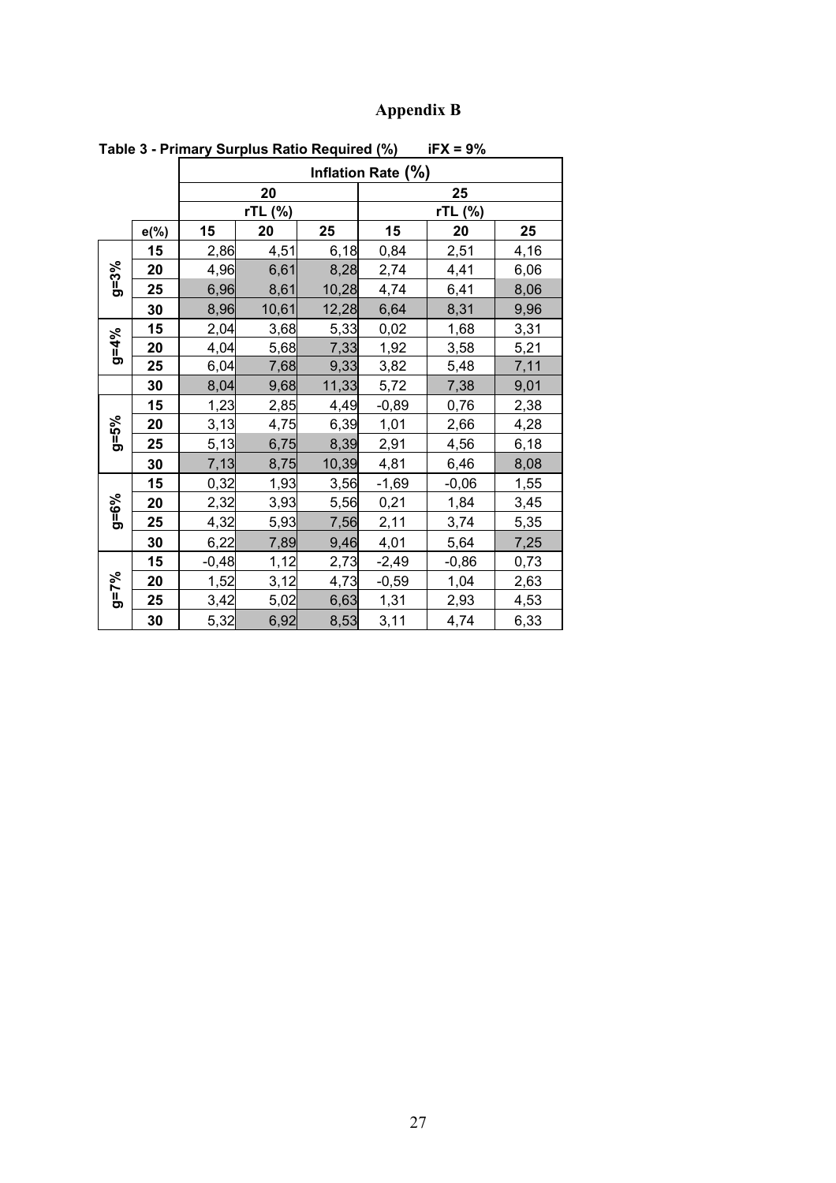# Appendix B

**Table 3 - Primary Surplus Ratio Required (%) iFX = 9%**

| | | Inflation Rate (%) | | | | | |
|---|---|---|---|---|---|---|---|
| | | 20 | | | 25 | | |
| | | rTL (%) | | | rTL (%) | | |
| | e(%) | 15 | 20 | 25 | 15 | 20 | 25 |
| g=3% | 15 | 2,86 | 4,51 | 6,18 | 0,84 | 2,51 | 4,16 |
| | 20 | 4,96 | 6,61 | 8,28 | 2,74 | 4,41 | 6,06 |
| | 25 | 6,96 | 8,61 | 10,28 | 4,74 | 6,41 | 8,06 |
| | 30 | 8,96 | 10,61 | 12,28 | 6,64 | 8,31 | 9,96 |
| g=4% | 15 | 2,04 | 3,68 | 5,33 | 0,02 | 1,68 | 3,31 |
| | 20 | 4,04 | 5,68 | 7,33 | 1,92 | 3,58 | 5,21 |
| | 25 | 6,04 | 7,68 | 9,33 | 3,82 | 5,48 | 7,11 |
| | 30 | 8,04 | 9,68 | 11,33 | 5,72 | 7,38 | 9,01 |
| g=5% | 15 | 1,23 | 2,85 | 4,49 | -0,89 | 0,76 | 2,38 |
| | 20 | 3,13 | 4,75 | 6,39 | 1,01 | 2,66 | 4,28 |
| | 25 | 5,13 | 6,75 | 8,39 | 2,91 | 4,56 | 6,18 |
| | 30 | 7,13 | 8,75 | 10,39 | 4,81 | 6,46 | 8,08 |
| g=6% | 15 | 0,32 | 1,93 | 3,56 | -1,69 | -0,06 | 1,55 |
| | 20 | 2,32 | 3,93 | 5,56 | 0,21 | 1,84 | 3,45 |
| | 25 | 4,32 | 5,93 | 7,56 | 2,11 | 3,74 | 5,35 |
| | 30 | 6,22 | 7,89 | 9,46 | 4,01 | 5,64 | 7,25 |
| g=7% | 15 | -0,48 | 1,12 | 2,73 | -2,49 | -0,86 | 0,73 |
| | 20 | 1,52 | 3,12 | 4,73 | -0,59 | 1,04 | 2,63 |
| | 25 | 3,42 | 5,02 | 6,63 | 1,31 | 2,93 | 4,53 |
| | 30 | 5,32 | 6,92 | 8,53 | 3,11 | 4,74 | 6,33 |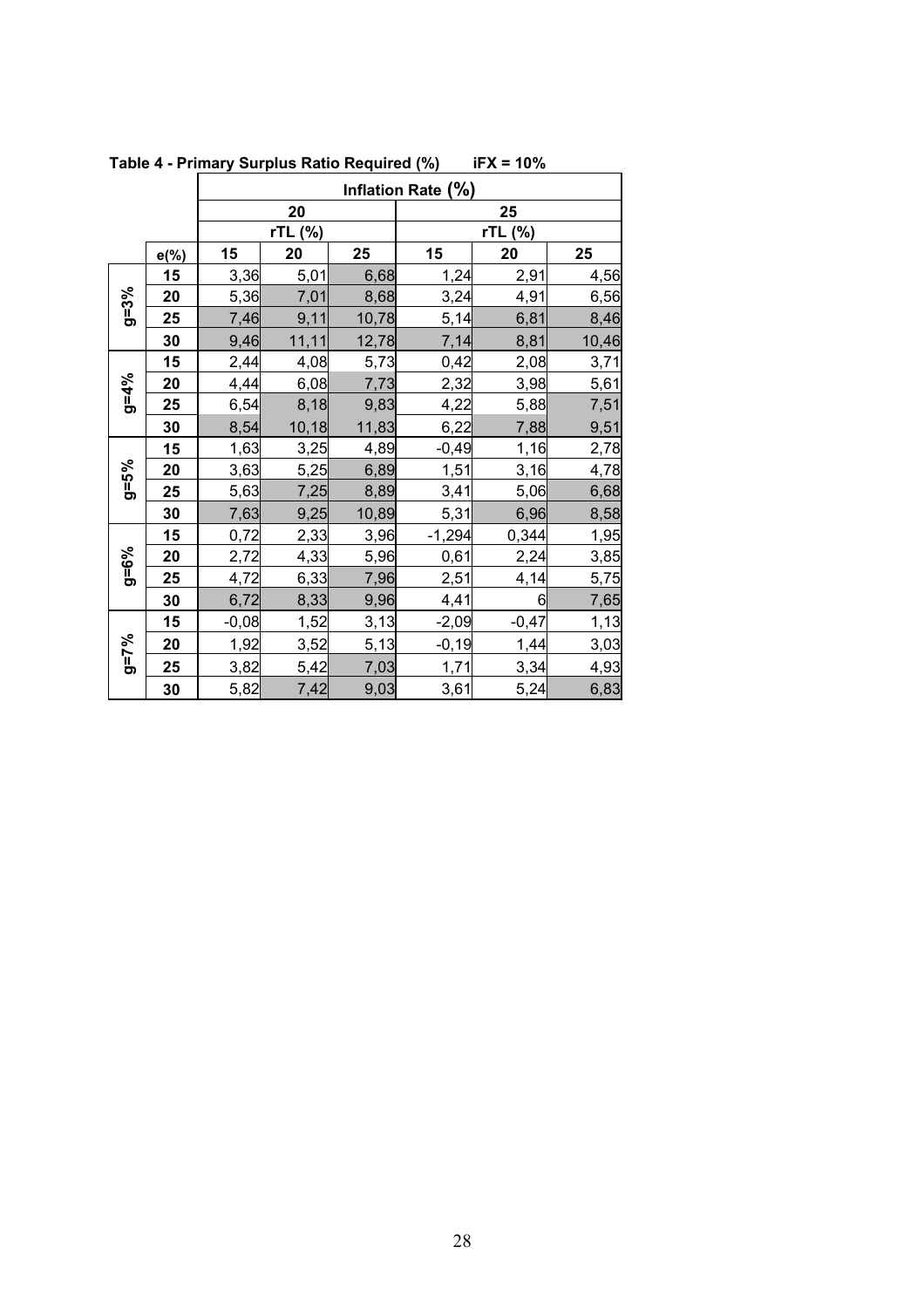**Table 4 - Primary Surplus Ratio Required (%) iFX = 10%**

| | | Inflation Rate (%) | | | | | |
|---|---|---|---|---|---|---|---|
| | | 20 | | | 25 | | |
| | | rTL (%) | | | rTL (%) | | |
| | e(%) | 15 | 20 | 25 | 15 | 20 | 25 |
| g=3% | 15 | 3,36 | 5,01 | 6,68 | 1,24 | 2,91 | 4,56 |
| | 20 | 5,36 | 7,01 | 8,68 | 3,24 | 4,91 | 6,56 |
| | 25 | 7,46 | 9,11 | 10,78 | 5,14 | 6,81 | 8,46 |
| | 30 | 9,46 | 11,11 | 12,78 | 7,14 | 8,81 | 10,46 |
| g=4% | 15 | 2,44 | 4,08 | 5,73 | 0,42 | 2,08 | 3,71 |
| | 20 | 4,44 | 6,08 | 7,73 | 2,32 | 3,98 | 5,61 |
| | 25 | 6,54 | 8,18 | 9,83 | 4,22 | 5,88 | 7,51 |
| | 30 | 8,54 | 10,18 | 11,83 | 6,22 | 7,88 | 9,51 |
| g=5% | 15 | 1,63 | 3,25 | 4,89 | -0,49 | 1,16 | 2,78 |
| | 20 | 3,63 | 5,25 | 6,89 | 1,51 | 3,16 | 4,78 |
| | 25 | 5,63 | 7,25 | 8,89 | 3,41 | 5,06 | 6,68 |
| | 30 | 7,63 | 9,25 | 10,89 | 5,31 | 6,96 | 8,58 |
| g=6% | 15 | 0,72 | 2,33 | 3,96 | -1,294 | 0,344 | 1,95 |
| | 20 | 2,72 | 4,33 | 5,96 | 0,61 | 2,24 | 3,85 |
| | 25 | 4,72 | 6,33 | 7,96 | 2,51 | 4,14 | 5,75 |
| | 30 | 6,72 | 8,33 | 9,96 | 4,41 | 6 | 7,65 |
| g=7% | 15 | -0,08 | 1,52 | 3,13 | -2,09 | -0,47 | 1,13 |
| | 20 | 1,92 | 3,52 | 5,13 | -0,19 | 1,44 | 3,03 |
| | 25 | 3,82 | 5,42 | 7,03 | 1,71 | 3,34 | 4,93 |
| | 30 | 5,82 | 7,42 | 9,03 | 3,61 | 5,24 | 6,83 |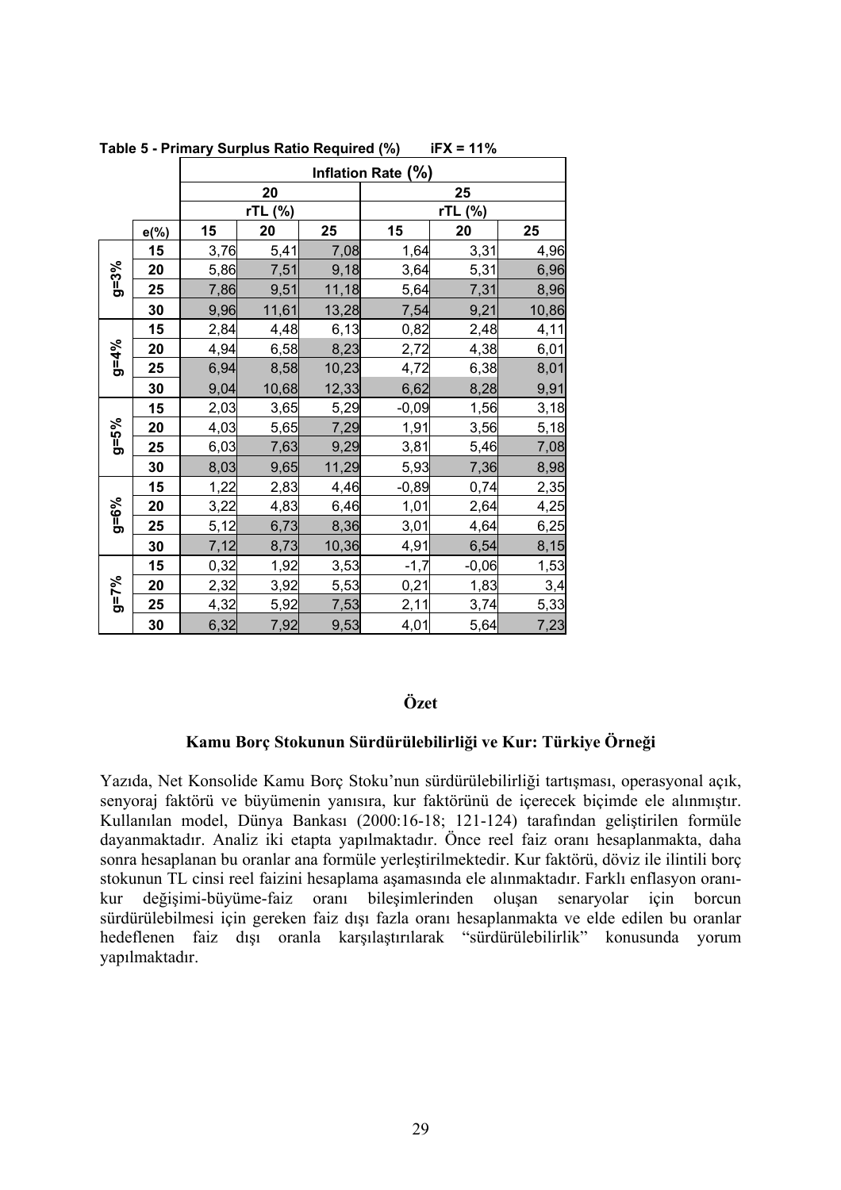**Table 5 - Primary Surplus Ratio Required (%)     iFX = 11%**

| | | Inflation Rate (%) | | | | | |
|---|---|---|---|---|---|---|---|
| | | 20 | | | 25 | | |
| | | rTL (%) | | | rTL (%) | | |
| | e(%) | 15 | 20 | 25 | 15 | 20 | 25 |
| g=3% | 15 | 3,76 | 5,41 | 7,08 | 1,64 | 3,31 | 4,96 |
| | 20 | 5,86 | 7,51 | 9,18 | 3,64 | 5,31 | 6,96 |
| | 25 | 7,86 | 9,51 | 11,18 | 5,64 | 7,31 | 8,96 |
| | 30 | 9,96 | 11,61 | 13,28 | 7,54 | 9,21 | 10,86 |
| g=4% | 15 | 2,84 | 4,48 | 6,13 | 0,82 | 2,48 | 4,11 |
| | 20 | 4,94 | 6,58 | 8,23 | 2,72 | 4,38 | 6,01 |
| | 25 | 6,94 | 8,58 | 10,23 | 4,72 | 6,38 | 8,01 |
| | 30 | 9,04 | 10,68 | 12,33 | 6,62 | 8,28 | 9,91 |
| g=5% | 15 | 2,03 | 3,65 | 5,29 | -0,09 | 1,56 | 3,18 |
| | 20 | 4,03 | 5,65 | 7,29 | 1,91 | 3,56 | 5,18 |
| | 25 | 6,03 | 7,63 | 9,29 | 3,81 | 5,46 | 7,08 |
| | 30 | 8,03 | 9,65 | 11,29 | 5,93 | 7,36 | 8,98 |
| g=6% | 15 | 1,22 | 2,83 | 4,46 | -0,89 | 0,74 | 2,35 |
| | 20 | 3,22 | 4,83 | 6,46 | 1,01 | 2,64 | 4,25 |
| | 25 | 5,12 | 6,73 | 8,36 | 3,01 | 4,64 | 6,25 |
| | 30 | 7,12 | 8,73 | 10,36 | 4,91 | 6,54 | 8,15 |
| g=7% | 15 | 0,32 | 1,92 | 3,53 | -1,7 | -0,06 | 1,53 |
| | 20 | 2,32 | 3,92 | 5,53 | 0,21 | 1,83 | 3,4 |
| | 25 | 4,32 | 5,92 | 7,53 | 2,11 | 3,74 | 5,33 |
| | 30 | 6,32 | 7,92 | 9,53 | 4,01 | 5,64 | 7,23 |

## Özet

### Kamu Borç Stokunun Sürdürülebilirliği ve Kur: Türkiye Örneği

Yazıda, Net Konsolide Kamu Borç Stoku'nun sürdürülebilirliği tartışması, operasyonal açık, senyoraj faktörü ve büyümenin yanısıra, kur faktörünü de içerecek biçimde ele alınmıştır. Kullanılan model, Dünya Bankası (2000:16-18; 121-124) tarafından geliştirilen formüle dayanmaktadır. Analiz iki etapta yapılmaktadır. Önce reel faiz oranı hesaplanmakta, daha sonra hesaplanan bu oranlar ana formüle yerleştirilmektedir. Kur faktörü, döviz ile ilintili borç stokunun TL cinsi reel faizini hesaplama aşamasında ele alınmaktadır. Farklı enflasyon oranı-kur değişimi-büyüme-faiz oranı bileşimlerinden oluşan senaryolar için borcun sürdürülebilmesi için gereken faiz dışı fazla oranı hesaplanmakta ve elde edilen bu oranlar hedeflenen faiz dışı oranla karşılaştırılarak "sürdürülebilirlik" konusunda yorum yapılmaktadır.